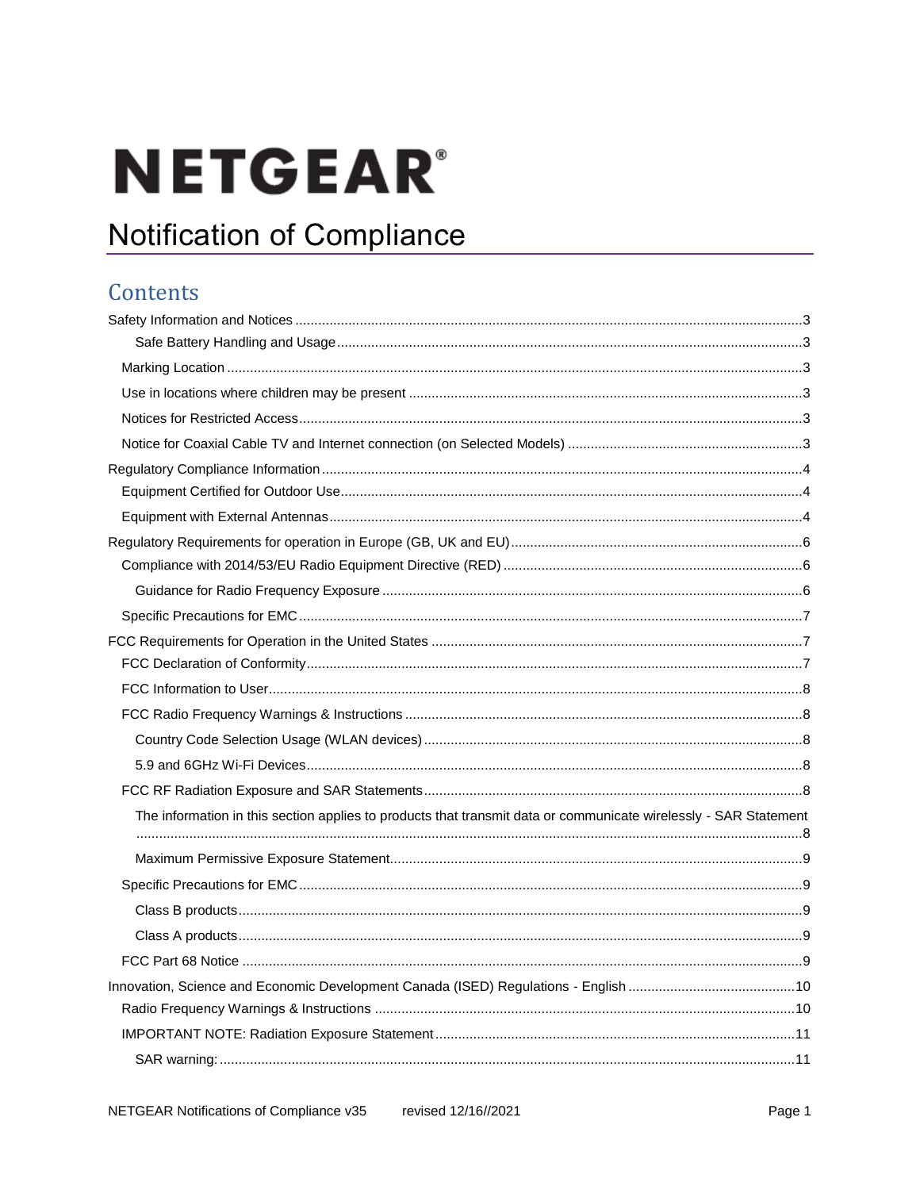# NETGEAR®

# Notification of Compliance

## Contents

- Safety Information and Notices ....................................................................................................3
  - Safe Battery Handling and Usage ..........................................................................................3
  - Marking Location ......................................................................................................................3
  - Use in locations where children may be present .......................................................................3
  - Notices for Restricted Access ....................................................................................................3
  - Notice for Coaxial Cable TV and Internet connection (on Selected Models) ..............................3
- Regulatory Compliance Information ..............................................................................................4
  - Equipment Certified for Outdoor Use .........................................................................................4
  - Equipment with External Antennas ............................................................................................4
- Regulatory Requirements for operation in Europe (GB, UK and EU) ............................................6
  - Compliance with 2014/53/EU Radio Equipment Directive (RED) ..............................................6
    - Guidance for Radio Frequency Exposure ..............................................................................6
  - Specific Precautions for EMC ....................................................................................................7
- FCC Requirements for Operation in the United States .................................................................7
  - FCC Declaration of Conformity ..................................................................................................7
  - FCC Information to User ............................................................................................................8
  - FCC Radio Frequency Warnings & Instructions ........................................................................8
    - Country Code Selection Usage (WLAN devices) ....................................................................8
    - 5.9 and 6GHz Wi-Fi Devices ..................................................................................................8
  - FCC RF Radiation Exposure and SAR Statements ...................................................................8
    - The information in this section applies to products that transmit data or communicate wirelessly - SAR Statement ..............................................................................................................................8
    - Maximum Permissive Exposure Statement ............................................................................9
  - Specific Precautions for EMC ....................................................................................................9
    - Class B products ....................................................................................................................9
    - Class A products ....................................................................................................................9
  - FCC Part 68 Notice ...................................................................................................................9
- Innovation, Science and Economic Development Canada (ISED) Regulations - English ............10
  - Radio Frequency Warnings & Instructions ..............................................................................10
  - IMPORTANT NOTE: Radiation Exposure Statement ..............................................................11
    - SAR warning: .......................................................................................................................11

NETGEAR Notifications of Compliance v35 revised 12/16//2021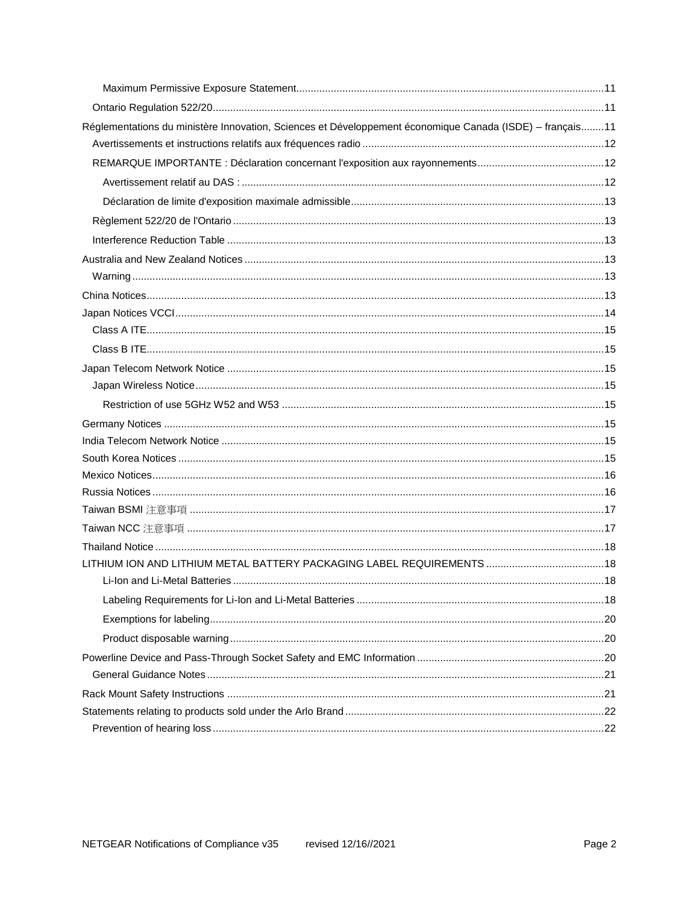- Maximum Permissive Exposure Statement ..... 11
- Ontario Regulation 522/20 ..... 11
- Réglementations du ministère Innovation, Sciences et Développement économique Canada (ISDE) – français ..... 11
  - Avertissements et instructions relatifs aux fréquences radio ..... 12
  - REMARQUE IMPORTANTE : Déclaration concernant l'exposition aux rayonnements ..... 12
    - Avertissement relatif au DAS : ..... 12
    - Déclaration de limite d'exposition maximale admissible ..... 13
  - Règlement 522/20 de l'Ontario ..... 13
  - Interference Reduction Table ..... 13
- Australia and New Zealand Notices ..... 13
  - Warning ..... 13
- China Notices ..... 13
- Japan Notices VCCI ..... 14
  - Class A ITE ..... 15
  - Class B ITE ..... 15
- Japan Telecom Network Notice ..... 15
  - Japan Wireless Notice ..... 15
    - Restriction of use 5GHz W52 and W53 ..... 15
- Germany Notices ..... 15
- India Telecom Network Notice ..... 15
- South Korea Notices ..... 15
- Mexico Notices ..... 16
- Russia Notices ..... 16
- Taiwan BSMI 注意事項 ..... 17
- Taiwan NCC 注意事項 ..... 17
- Thailand Notice ..... 18
- LITHIUM ION AND LITHIUM METAL BATTERY PACKAGING LABEL REQUIREMENTS ..... 18
    - Li-Ion and Li-Metal Batteries ..... 18
    - Labeling Requirements for Li-Ion and Li-Metal Batteries ..... 18
    - Exemptions for labeling ..... 20
    - Product disposable warning ..... 20
- Powerline Device and Pass-Through Socket Safety and EMC Information ..... 20
  - General Guidance Notes ..... 21
- Rack Mount Safety Instructions ..... 21
- Statements relating to products sold under the Arlo Brand ..... 22
  - Prevention of hearing loss ..... 22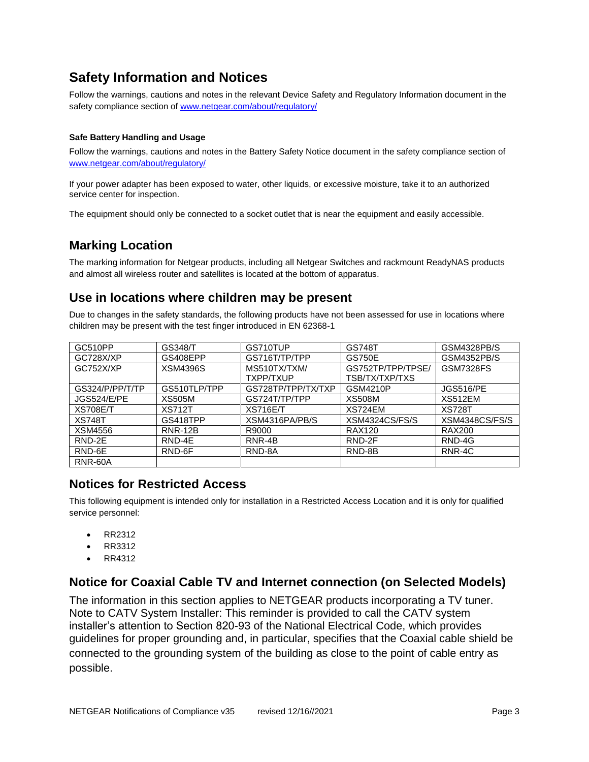## Safety Information and Notices

Follow the warnings, cautions and notes in the relevant Device Safety and Regulatory Information document in the safety compliance section of www.netgear.com/about/regulatory/

#### Safe Battery Handling and Usage

Follow the warnings, cautions and notes in the Battery Safety Notice document in the safety compliance section of www.netgear.com/about/regulatory/

If your power adapter has been exposed to water, other liquids, or excessive moisture, take it to an authorized service center for inspection.

The equipment should only be connected to a socket outlet that is near the equipment and easily accessible.

## Marking Location

The marking information for Netgear products, including all Netgear Switches and rackmount ReadyNAS products and almost all wireless router and satellites is located at the bottom of apparatus.

## Use in locations where children may be present

Due to changes in the safety standards, the following products have not been assessed for use in locations where children may be present with the test finger introduced in EN 62368-1

| | | | | |
|---|---|---|---|---|
| GC510PP | GS348/T | GS710TUP | GS748T | GSM4328PB/S |
| GC728X/XP | GS408EPP | GS716T/TP/TPP | GS750E | GSM4352PB/S |
| GC752X/XP | XSM4396S | MS510TX/TXM/ TXPP/TXUP | GS752TP/TPP/TPSE/ TSB/TX/TXP/TXS | GSM7328FS |
| GS324/P/PP/T/TP | GS510TLP/TPP | GS728TP/TPP/TX/TXP | GSM4210P | JGS516/PE |
| JGS524/E/PE | XS505M | GS724T/TP/TPP | XS508M | XS512EM |
| XS708E/T | XS712T | XS716E/T | XS724EM | XS728T |
| XS748T | GS418TPP | XSM4316PA/PB/S | XSM4324CS/FS/S | XSM4348CS/FS/S |
| XSM4556 | RNR-12B | R9000 | RAX120 | RAX200 |
| RND-2E | RND-4E | RNR-4B | RND-2F | RND-4G |
| RND-6E | RND-6F | RND-8A | RND-8B | RNR-4C |
| RNR-60A | | | | |

## Notices for Restricted Access

This following equipment is intended only for installation in a Restricted Access Location and it is only for qualified service personnel:

- RR2312
- RR3312
- RR4312

## Notice for Coaxial Cable TV and Internet connection (on Selected Models)

The information in this section applies to NETGEAR products incorporating a TV tuner. Note to CATV System Installer: This reminder is provided to call the CATV system installer's attention to Section 820-93 of the National Electrical Code, which provides guidelines for proper grounding and, in particular, specifies that the Coaxial cable shield be connected to the grounding system of the building as close to the point of cable entry as possible.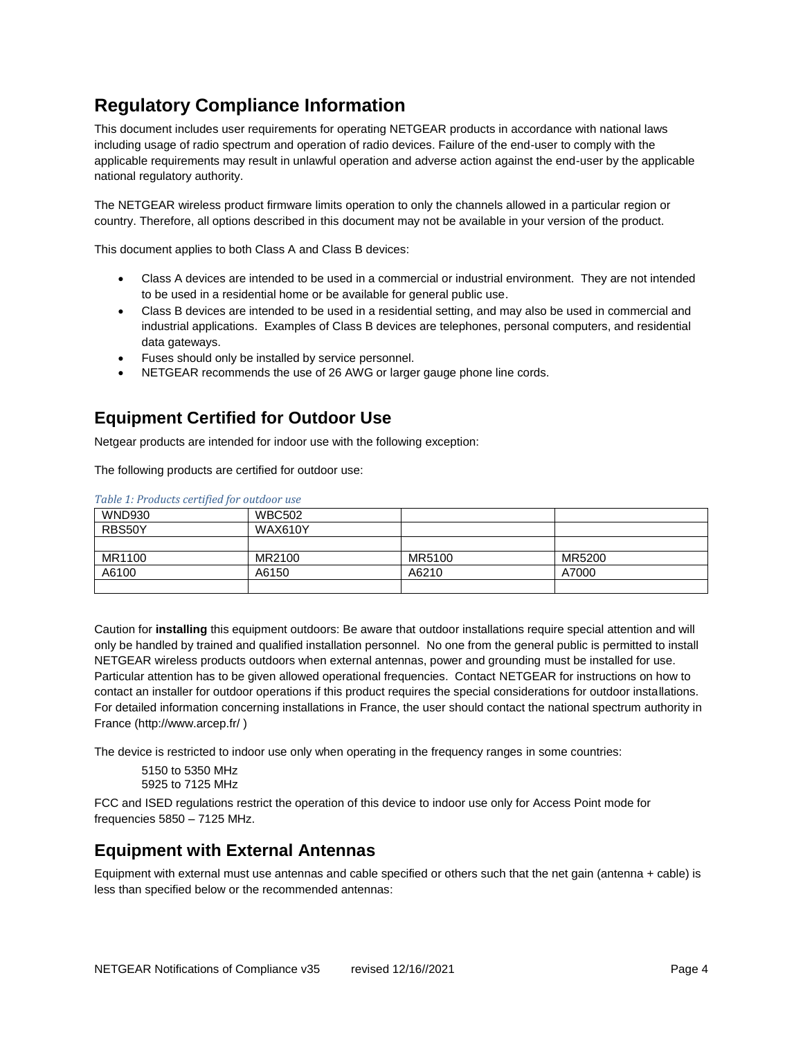# Regulatory Compliance Information

This document includes user requirements for operating NETGEAR products in accordance with national laws including usage of radio spectrum and operation of radio devices. Failure of the end-user to comply with the applicable requirements may result in unlawful operation and adverse action against the end-user by the applicable national regulatory authority.

The NETGEAR wireless product firmware limits operation to only the channels allowed in a particular region or country. Therefore, all options described in this document may not be available in your version of the product.

This document applies to both Class A and Class B devices:

- Class A devices are intended to be used in a commercial or industrial environment. They are not intended to be used in a residential home or be available for general public use.
- Class B devices are intended to be used in a residential setting, and may also be used in commercial and industrial applications. Examples of Class B devices are telephones, personal computers, and residential data gateways.
- Fuses should only be installed by service personnel.
- NETGEAR recommends the use of 26 AWG or larger gauge phone line cords.

## Equipment Certified for Outdoor Use

Netgear products are intended for indoor use with the following exception:

The following products are certified for outdoor use:

*Table 1: Products certified for outdoor use*

| WND930 | WBC502 | | |
|---|---|---|---|
| RBS50Y | WAX610Y | | |
| | | | |
| MR1100 | MR2100 | MR5100 | MR5200 |
| A6100 | A6150 | A6210 | A7000 |
| | | | |

Caution for **installing** this equipment outdoors: Be aware that outdoor installations require special attention and will only be handled by trained and qualified installation personnel. No one from the general public is permitted to install NETGEAR wireless products outdoors when external antennas, power and grounding must be installed for use. Particular attention has to be given allowed operational frequencies. Contact NETGEAR for instructions on how to contact an installer for outdoor operations if this product requires the special considerations for outdoor installations. For detailed information concerning installations in France, the user should contact the national spectrum authority in France (http://www.arcep.fr/ )

The device is restricted to indoor use only when operating in the frequency ranges in some countries:

5150 to 5350 MHz
5925 to 7125 MHz

FCC and ISED regulations restrict the operation of this device to indoor use only for Access Point mode for frequencies 5850 – 7125 MHz.

## Equipment with External Antennas

Equipment with external must use antennas and cable specified or others such that the net gain (antenna + cable) is less than specified below or the recommended antennas: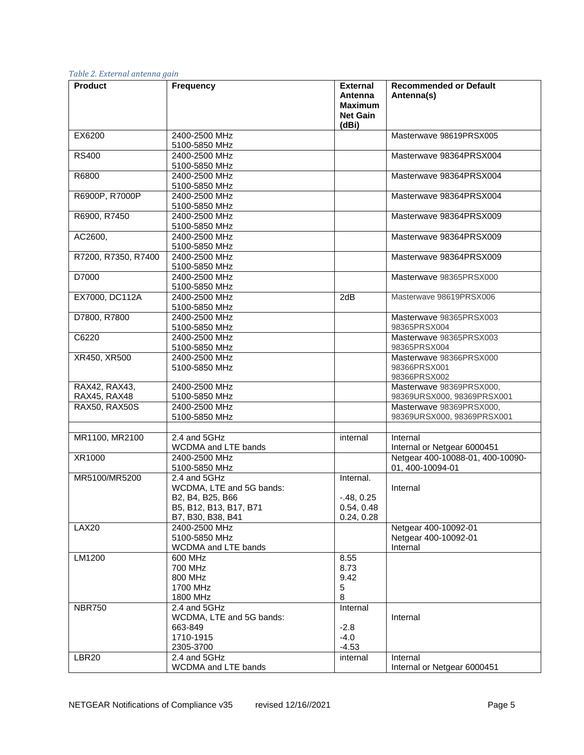*Table 2. External antenna gain*

| Product | Frequency | External Antenna Maximum Net Gain (dBi) | Recommended or Default Antenna(s) |
|---|---|---|---|
| EX6200 | 2400-2500 MHz<br>5100-5850 MHz | | Masterwave 98619PRSX005 |
| RS400 | 2400-2500 MHz<br>5100-5850 MHz | | Masterwave 98364PRSX004 |
| R6800 | 2400-2500 MHz<br>5100-5850 MHz | | Masterwave 98364PRSX004 |
| R6900P, R7000P | 2400-2500 MHz<br>5100-5850 MHz | | Masterwave 98364PRSX004 |
| R6900, R7450 | 2400-2500 MHz<br>5100-5850 MHz | | Masterwave 98364PRSX009 |
| AC2600, | 2400-2500 MHz<br>5100-5850 MHz | | Masterwave 98364PRSX009 |
| R7200, R7350, R7400 | 2400-2500 MHz<br>5100-5850 MHz | | Masterwave 98364PRSX009 |
| D7000 | 2400-2500 MHz<br>5100-5850 MHz | | Masterwave 98365PRSX000 |
| EX7000, DC112A | 2400-2500 MHz<br>5100-5850 MHz | 2dB | Masterwave 98619PRSX006 |
| D7800, R7800 | 2400-2500 MHz<br>5100-5850 MHz | | Masterwave 98365PRSX003<br>98365PRSX004 |
| C6220 | 2400-2500 MHz<br>5100-5850 MHz | | Masterwave 98365PRSX003<br>98365PRSX004 |
| XR450, XR500 | 2400-2500 MHz<br>5100-5850 MHz | | Masterwave 98366PRSX000<br>98366PRSX001<br>98366PRSX002 |
| RAX42, RAX43, RAX45, RAX48 | 2400-2500 MHz<br>5100-5850 MHz | | Masterwave 98369PRSX000, 98369URSX000, 98369PRSX001 |
| RAX50, RAX50S | 2400-2500 MHz<br>5100-5850 MHz | | Masterwave 98369PRSX000, 98369URSX000, 98369PRSX001 |
| | | | |
| MR1100, MR2100 | 2.4 and 5GHz<br>WCDMA and LTE bands | internal | Internal<br>Internal or Netgear 6000451 |
| XR1000 | 2400-2500 MHz<br>5100-5850 MHz | | Netgear 400-10088-01, 400-10090-01, 400-10094-01 |
| MR5100/MR5200 | 2.4 and 5GHz<br>WCDMA, LTE and 5G bands:<br>B2, B4, B25, B66<br>B5, B12, B13, B17, B71<br>B7, B30, B38, B41 | Internal.<br><br>-.48, 0.25<br>0.54, 0.48<br>0.24, 0.28 | Internal |
| LAX20 | 2400-2500 MHz<br>5100-5850 MHz<br>WCDMA and LTE bands | | Netgear 400-10092-01<br>Netgear 400-10092-01<br>Internal |
| LM1200 | 600 MHz<br>700 MHz<br>800 MHz<br>1700 MHz<br>1800 MHz | 8.55<br>8.73<br>9.42<br>5<br>8 | |
| NBR750 | 2.4 and 5GHz<br>WCDMA, LTE and 5G bands:<br>663-849<br>1710-1915<br>2305-3700 | Internal<br><br>-2.8<br>-4.0<br>-4.53 | Internal |
| LBR20 | 2.4 and 5GHz<br>WCDMA and LTE bands | internal | Internal<br>Internal or Netgear 6000451 |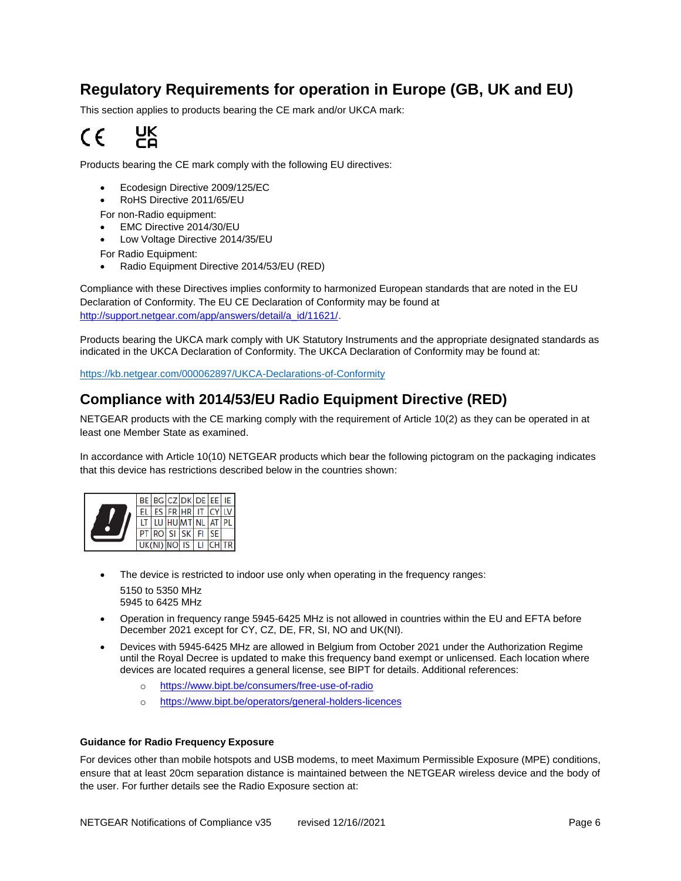## Regulatory Requirements for operation in Europe (GB, UK and EU)

This section applies to products bearing the CE mark and/or UKCA mark:

Products bearing the CE mark comply with the following EU directives:

- Ecodesign Directive 2009/125/EC
- RoHS Directive 2011/65/EU

For non-Radio equipment:

- EMC Directive 2014/30/EU
- Low Voltage Directive 2014/35/EU

For Radio Equipment:

- Radio Equipment Directive 2014/53/EU (RED)

Compliance with these Directives implies conformity to harmonized European standards that are noted in the EU Declaration of Conformity. The EU CE Declaration of Conformity may be found at http://support.netgear.com/app/answers/detail/a_id/11621/.

Products bearing the UKCA mark comply with UK Statutory Instruments and the appropriate designated standards as indicated in the UKCA Declaration of Conformity. The UKCA Declaration of Conformity may be found at:

https://kb.netgear.com/000062897/UKCA-Declarations-of-Conformity

## Compliance with 2014/53/EU Radio Equipment Directive (RED)

NETGEAR products with the CE marking comply with the requirement of Article 10(2) as they can be operated in at least one Member State as examined.

In accordance with Article 10(10) NETGEAR products which bear the following pictogram on the packaging indicates that this device has restrictions described below in the countries shown:

| BE | BG | CZ | DK | DE | EE | IE |
|---|---|---|---|---|---|---|
| EL | ES | FR | HR | IT | CY | LV |
| LT | LU | HU | MT | NL | AT | PL |
| PT | RO | SI | SK | FI | SE | |
| UK(NI) | NO | IS | LI | CH | TR | |

- The device is restricted to indoor use only when operating in the frequency ranges:
  5150 to 5350 MHz
  5945 to 6425 MHz
- Operation in frequency range 5945-6425 MHz is not allowed in countries within the EU and EFTA before December 2021 except for CY, CZ, DE, FR, SI, NO and UK(NI).
- Devices with 5945-6425 MHz are allowed in Belgium from October 2021 under the Authorization Regime until the Royal Decree is updated to make this frequency band exempt or unlicensed. Each location where devices are located requires a general license, see BIPT for details. Additional references:
  - https://www.bipt.be/consumers/free-use-of-radio
  - https://www.bipt.be/operators/general-holders-licences

#### Guidance for Radio Frequency Exposure

For devices other than mobile hotspots and USB modems, to meet Maximum Permissible Exposure (MPE) conditions, ensure that at least 20cm separation distance is maintained between the NETGEAR wireless device and the body of the user. For further details see the Radio Exposure section at: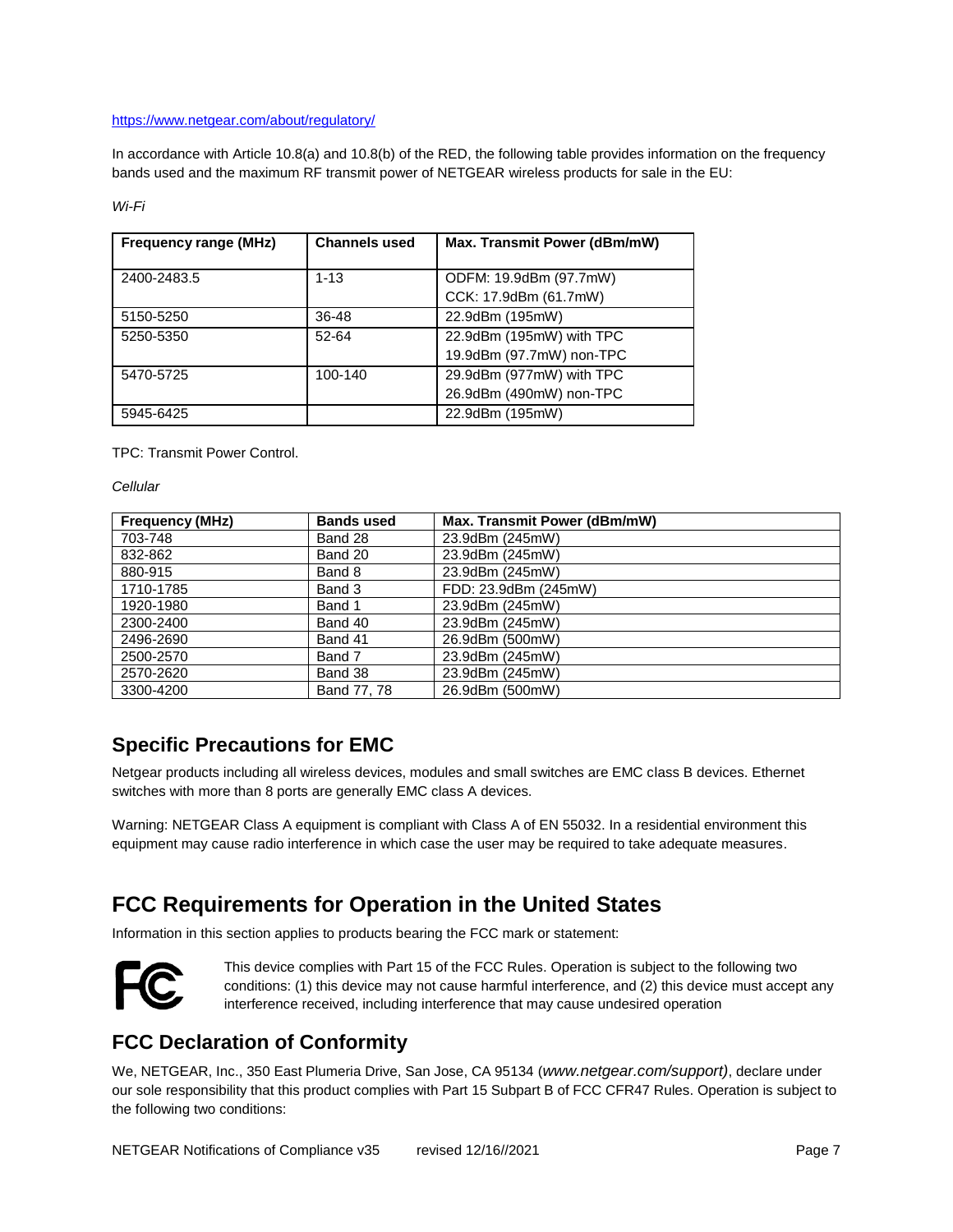https://www.netgear.com/about/regulatory/

In accordance with Article 10.8(a) and 10.8(b) of the RED, the following table provides information on the frequency bands used and the maximum RF transmit power of NETGEAR wireless products for sale in the EU:

*Wi-Fi*

| Frequency range (MHz) | Channels used | Max. Transmit Power (dBm/mW) |
|---|---|---|
| 2400-2483.5 | 1-13 | ODFM: 19.9dBm (97.7mW)<br>CCK: 17.9dBm (61.7mW) |
| 5150-5250 | 36-48 | 22.9dBm (195mW) |
| 5250-5350 | 52-64 | 22.9dBm (195mW) with TPC<br>19.9dBm (97.7mW) non-TPC |
| 5470-5725 | 100-140 | 29.9dBm (977mW) with TPC<br>26.9dBm (490mW) non-TPC |
| 5945-6425 | | 22.9dBm (195mW) |

TPC: Transmit Power Control.

*Cellular*

| Frequency (MHz) | Bands used | Max. Transmit Power (dBm/mW) |
|---|---|---|
| 703-748 | Band 28 | 23.9dBm (245mW) |
| 832-862 | Band 20 | 23.9dBm (245mW) |
| 880-915 | Band 8 | 23.9dBm (245mW) |
| 1710-1785 | Band 3 | FDD: 23.9dBm (245mW) |
| 1920-1980 | Band 1 | 23.9dBm (245mW) |
| 2300-2400 | Band 40 | 23.9dBm (245mW) |
| 2496-2690 | Band 41 | 26.9dBm (500mW) |
| 2500-2570 | Band 7 | 23.9dBm (245mW) |
| 2570-2620 | Band 38 | 23.9dBm (245mW) |
| 3300-4200 | Band 77, 78 | 26.9dBm (500mW) |

## Specific Precautions for EMC

Netgear products including all wireless devices, modules and small switches are EMC class B devices. Ethernet switches with more than 8 ports are generally EMC class A devices.

Warning: NETGEAR Class A equipment is compliant with Class A of EN 55032. In a residential environment this equipment may cause radio interference in which case the user may be required to take adequate measures.

## FCC Requirements for Operation in the United States

Information in this section applies to products bearing the FCC mark or statement:

This device complies with Part 15 of the FCC Rules. Operation is subject to the following two conditions: (1) this device may not cause harmful interference, and (2) this device must accept any interference received, including interference that may cause undesired operation

## FCC Declaration of Conformity

We, NETGEAR, Inc., 350 East Plumeria Drive, San Jose, CA 95134 (*www.netgear.com/support)*, declare under our sole responsibility that this product complies with Part 15 Subpart B of FCC CFR47 Rules. Operation is subject to the following two conditions: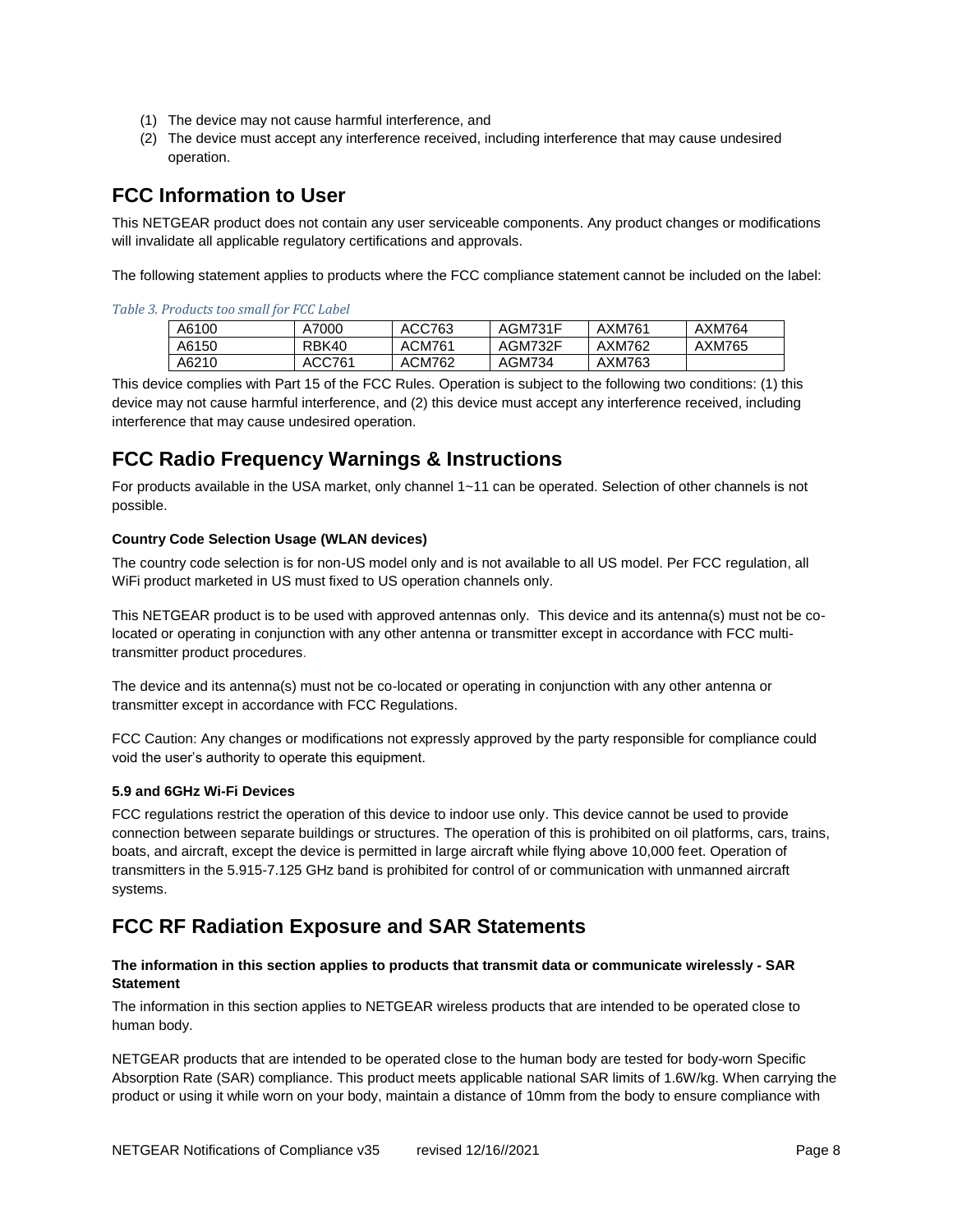(1) The device may not cause harmful interference, and
(2) The device must accept any interference received, including interference that may cause undesired operation.

## FCC Information to User

This NETGEAR product does not contain any user serviceable components. Any product changes or modifications will invalidate all applicable regulatory certifications and approvals.

The following statement applies to products where the FCC compliance statement cannot be included on the label:

*Table 3. Products too small for FCC Label*

| | | | | | |
|---|---|---|---|---|---|
| A6100 | A7000 | ACC763 | AGM731F | AXM761 | AXM764 |
| A6150 | RBK40 | ACM761 | AGM732F | AXM762 | AXM765 |
| A6210 | ACC761 | ACM762 | AGM734 | AXM763 | |

This device complies with Part 15 of the FCC Rules. Operation is subject to the following two conditions: (1) this device may not cause harmful interference, and (2) this device must accept any interference received, including interference that may cause undesired operation.

## FCC Radio Frequency Warnings & Instructions

For products available in the USA market, only channel 1~11 can be operated. Selection of other channels is not possible.

#### Country Code Selection Usage (WLAN devices)

The country code selection is for non-US model only and is not available to all US model. Per FCC regulation, all WiFi product marketed in US must fixed to US operation channels only.

This NETGEAR product is to be used with approved antennas only. This device and its antenna(s) must not be co-located or operating in conjunction with any other antenna or transmitter except in accordance with FCC multi-transmitter product procedures.

The device and its antenna(s) must not be co-located or operating in conjunction with any other antenna or transmitter except in accordance with FCC Regulations.

FCC Caution: Any changes or modifications not expressly approved by the party responsible for compliance could void the user's authority to operate this equipment.

#### 5.9 and 6GHz Wi-Fi Devices

FCC regulations restrict the operation of this device to indoor use only. This device cannot be used to provide connection between separate buildings or structures. The operation of this is prohibited on oil platforms, cars, trains, boats, and aircraft, except the device is permitted in large aircraft while flying above 10,000 feet. Operation of transmitters in the 5.915-7.125 GHz band is prohibited for control of or communication with unmanned aircraft systems.

## FCC RF Radiation Exposure and SAR Statements

#### The information in this section applies to products that transmit data or communicate wirelessly - SAR Statement

The information in this section applies to NETGEAR wireless products that are intended to be operated close to human body.

NETGEAR products that are intended to be operated close to the human body are tested for body-worn Specific Absorption Rate (SAR) compliance. This product meets applicable national SAR limits of 1.6W/kg. When carrying the product or using it while worn on your body, maintain a distance of 10mm from the body to ensure compliance with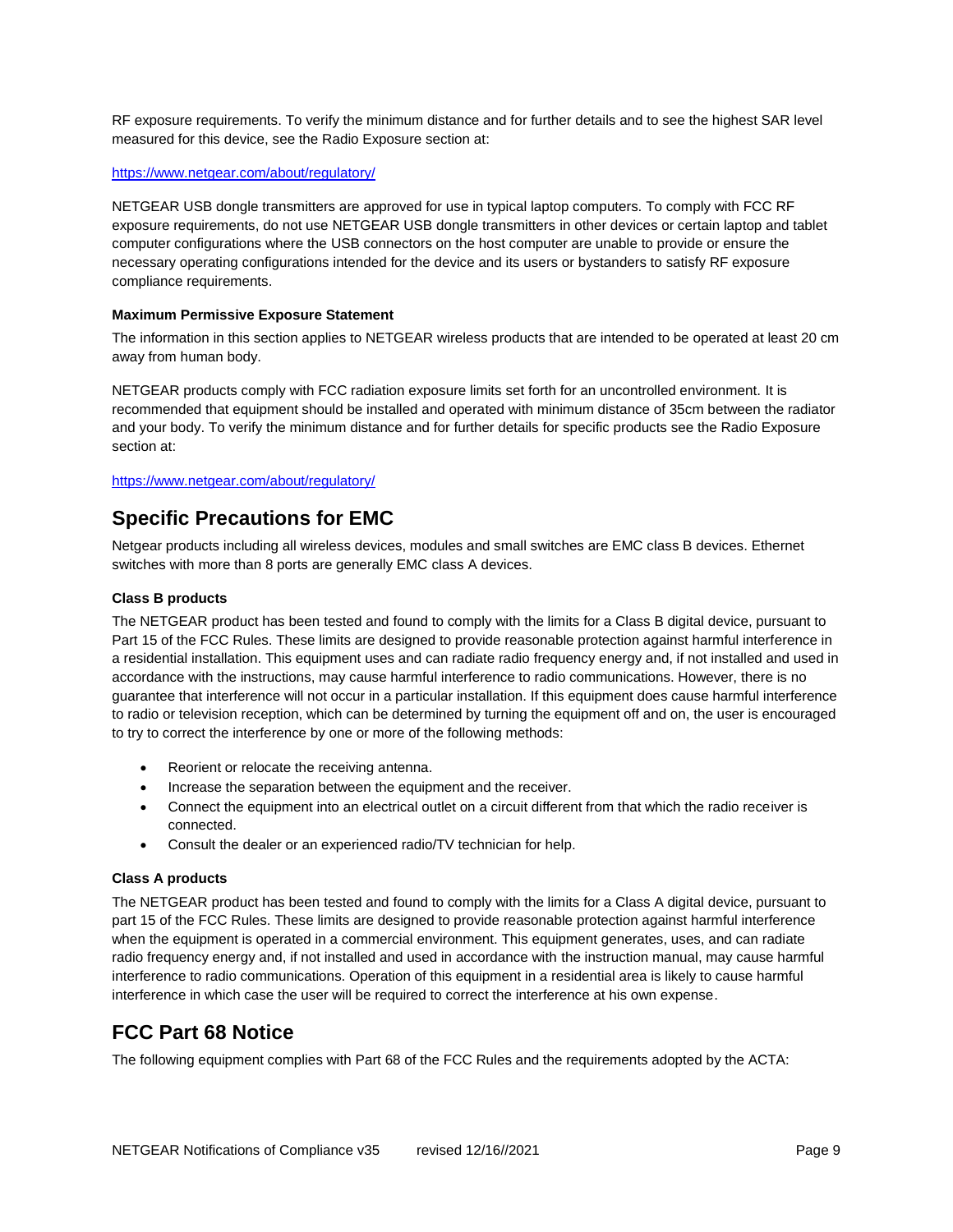RF exposure requirements. To verify the minimum distance and for further details and to see the highest SAR level measured for this device, see the Radio Exposure section at:

https://www.netgear.com/about/regulatory/

NETGEAR USB dongle transmitters are approved for use in typical laptop computers. To comply with FCC RF exposure requirements, do not use NETGEAR USB dongle transmitters in other devices or certain laptop and tablet computer configurations where the USB connectors on the host computer are unable to provide or ensure the necessary operating configurations intended for the device and its users or bystanders to satisfy RF exposure compliance requirements.

#### Maximum Permissive Exposure Statement

The information in this section applies to NETGEAR wireless products that are intended to be operated at least 20 cm away from human body.

NETGEAR products comply with FCC radiation exposure limits set forth for an uncontrolled environment. It is recommended that equipment should be installed and operated with minimum distance of 35cm between the radiator and your body. To verify the minimum distance and for further details for specific products see the Radio Exposure section at:

https://www.netgear.com/about/regulatory/

## Specific Precautions for EMC

Netgear products including all wireless devices, modules and small switches are EMC class B devices. Ethernet switches with more than 8 ports are generally EMC class A devices.

#### Class B products

The NETGEAR product has been tested and found to comply with the limits for a Class B digital device, pursuant to Part 15 of the FCC Rules. These limits are designed to provide reasonable protection against harmful interference in a residential installation. This equipment uses and can radiate radio frequency energy and, if not installed and used in accordance with the instructions, may cause harmful interference to radio communications. However, there is no guarantee that interference will not occur in a particular installation. If this equipment does cause harmful interference to radio or television reception, which can be determined by turning the equipment off and on, the user is encouraged to try to correct the interference by one or more of the following methods:

- Reorient or relocate the receiving antenna.
- Increase the separation between the equipment and the receiver.
- Connect the equipment into an electrical outlet on a circuit different from that which the radio receiver is connected.
- Consult the dealer or an experienced radio/TV technician for help.

#### Class A products

The NETGEAR product has been tested and found to comply with the limits for a Class A digital device, pursuant to part 15 of the FCC Rules. These limits are designed to provide reasonable protection against harmful interference when the equipment is operated in a commercial environment. This equipment generates, uses, and can radiate radio frequency energy and, if not installed and used in accordance with the instruction manual, may cause harmful interference to radio communications. Operation of this equipment in a residential area is likely to cause harmful interference in which case the user will be required to correct the interference at his own expense.

## FCC Part 68 Notice

The following equipment complies with Part 68 of the FCC Rules and the requirements adopted by the ACTA: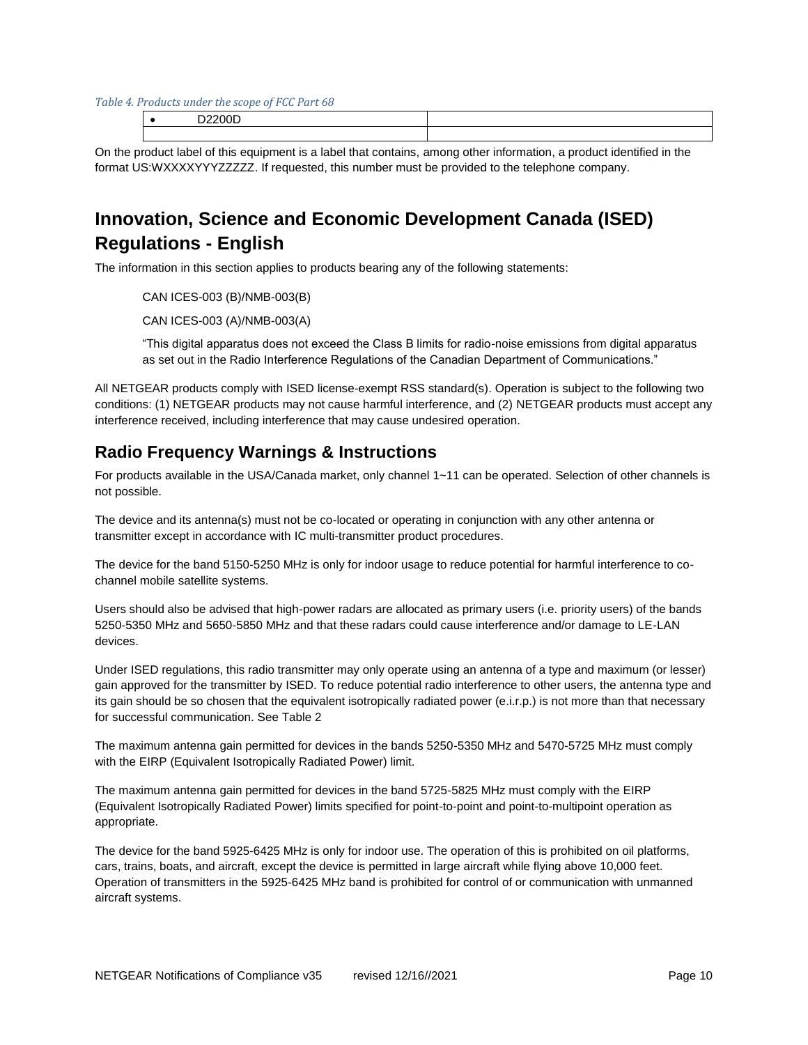*Table 4. Products under the scope of FCC Part 68*

| • D2200D | |
|---|---|
| | |

On the product label of this equipment is a label that contains, among other information, a product identified in the format US:WXXXXYYYZZZZZ. If requested, this number must be provided to the telephone company.

# Innovation, Science and Economic Development Canada (ISED) Regulations - English

The information in this section applies to products bearing any of the following statements:

> CAN ICES-003 (B)/NMB-003(B)
>
> CAN ICES-003 (A)/NMB-003(A)
>
> "This digital apparatus does not exceed the Class B limits for radio-noise emissions from digital apparatus as set out in the Radio Interference Regulations of the Canadian Department of Communications."

All NETGEAR products comply with ISED license-exempt RSS standard(s). Operation is subject to the following two conditions: (1) NETGEAR products may not cause harmful interference, and (2) NETGEAR products must accept any interference received, including interference that may cause undesired operation.

## Radio Frequency Warnings & Instructions

For products available in the USA/Canada market, only channel 1~11 can be operated. Selection of other channels is not possible.

The device and its antenna(s) must not be co-located or operating in conjunction with any other antenna or transmitter except in accordance with IC multi-transmitter product procedures.

The device for the band 5150-5250 MHz is only for indoor usage to reduce potential for harmful interference to co-channel mobile satellite systems.

Users should also be advised that high-power radars are allocated as primary users (i.e. priority users) of the bands 5250-5350 MHz and 5650-5850 MHz and that these radars could cause interference and/or damage to LE-LAN devices.

Under ISED regulations, this radio transmitter may only operate using an antenna of a type and maximum (or lesser) gain approved for the transmitter by ISED. To reduce potential radio interference to other users, the antenna type and its gain should be so chosen that the equivalent isotropically radiated power (e.i.r.p.) is not more than that necessary for successful communication. See Table 2

The maximum antenna gain permitted for devices in the bands 5250-5350 MHz and 5470-5725 MHz must comply with the EIRP (Equivalent Isotropically Radiated Power) limit.

The maximum antenna gain permitted for devices in the band 5725-5825 MHz must comply with the EIRP (Equivalent Isotropically Radiated Power) limits specified for point-to-point and point-to-multipoint operation as appropriate.

The device for the band 5925-6425 MHz is only for indoor use. The operation of this is prohibited on oil platforms, cars, trains, boats, and aircraft, except the device is permitted in large aircraft while flying above 10,000 feet. Operation of transmitters in the 5925-6425 MHz band is prohibited for control of or communication with unmanned aircraft systems.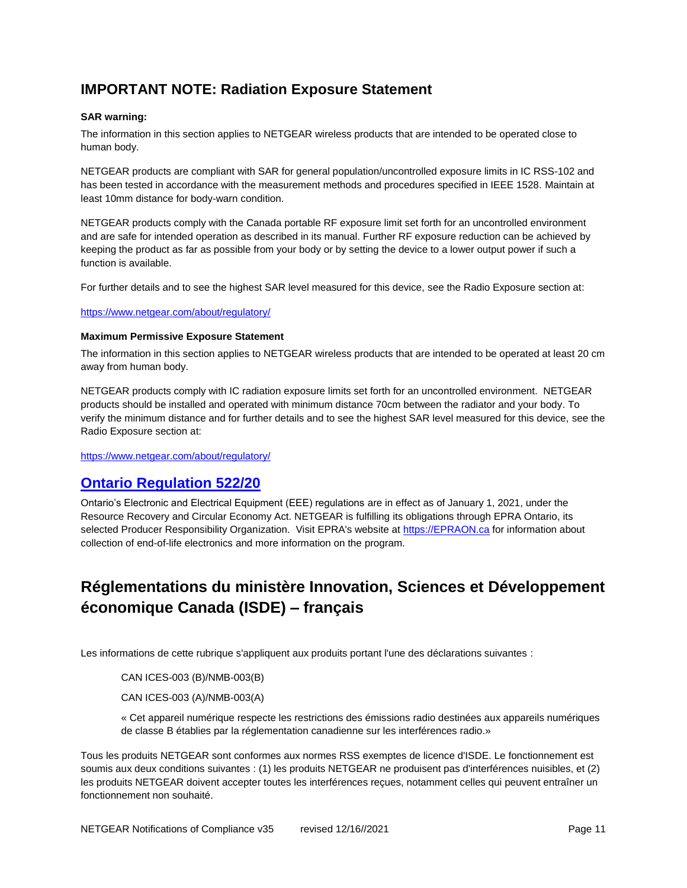## IMPORTANT NOTE: Radiation Exposure Statement

**SAR warning:**

The information in this section applies to NETGEAR wireless products that are intended to be operated close to human body.

NETGEAR products are compliant with SAR for general population/uncontrolled exposure limits in IC RSS-102 and has been tested in accordance with the measurement methods and procedures specified in IEEE 1528. Maintain at least 10mm distance for body-warn condition.

NETGEAR products comply with the Canada portable RF exposure limit set forth for an uncontrolled environment and are safe for intended operation as described in its manual. Further RF exposure reduction can be achieved by keeping the product as far as possible from your body or by setting the device to a lower output power if such a function is available.

For further details and to see the highest SAR level measured for this device, see the Radio Exposure section at:

https://www.netgear.com/about/regulatory/

**Maximum Permissive Exposure Statement**

The information in this section applies to NETGEAR wireless products that are intended to be operated at least 20 cm away from human body.

NETGEAR products comply with IC radiation exposure limits set forth for an uncontrolled environment. NETGEAR products should be installed and operated with minimum distance 70cm between the radiator and your body. To verify the minimum distance and for further details and to see the highest SAR level measured for this device, see the Radio Exposure section at:

https://www.netgear.com/about/regulatory/

## Ontario Regulation 522/20

Ontario's Electronic and Electrical Equipment (EEE) regulations are in effect as of January 1, 2021, under the Resource Recovery and Circular Economy Act. NETGEAR is fulfilling its obligations through EPRA Ontario, its selected Producer Responsibility Organization. Visit EPRA's website at https://EPRAON.ca for information about collection of end-of-life electronics and more information on the program.

# Réglementations du ministère Innovation, Sciences et Développement économique Canada (ISDE) – français

Les informations de cette rubrique s'appliquent aux produits portant l'une des déclarations suivantes :

> CAN ICES-003 (B)/NMB-003(B)
>
> CAN ICES-003 (A)/NMB-003(A)
>
> « Cet appareil numérique respecte les restrictions des émissions radio destinées aux appareils numériques de classe B établies par la réglementation canadienne sur les interférences radio.»

Tous les produits NETGEAR sont conformes aux normes RSS exemptes de licence d'ISDE. Le fonctionnement est soumis aux deux conditions suivantes : (1) les produits NETGEAR ne produisent pas d'interférences nuisibles, et (2) les produits NETGEAR doivent accepter toutes les interférences reçues, notamment celles qui peuvent entraîner un fonctionnement non souhaité.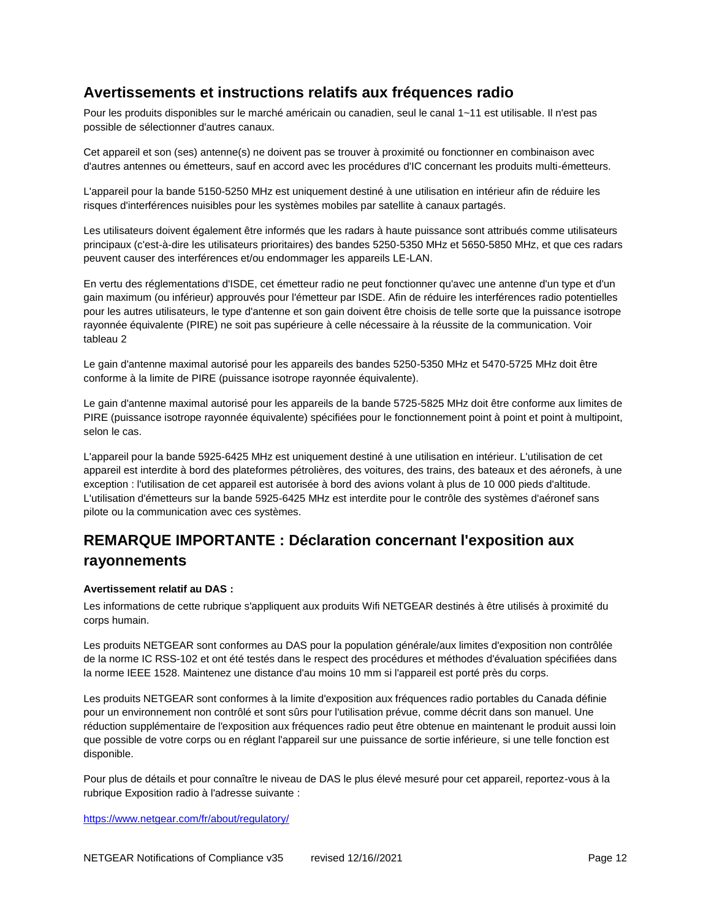## Avertissements et instructions relatifs aux fréquences radio

Pour les produits disponibles sur le marché américain ou canadien, seul le canal 1~11 est utilisable. Il n'est pas possible de sélectionner d'autres canaux.

Cet appareil et son (ses) antenne(s) ne doivent pas se trouver à proximité ou fonctionner en combinaison avec d'autres antennes ou émetteurs, sauf en accord avec les procédures d'IC concernant les produits multi-émetteurs.

L'appareil pour la bande 5150-5250 MHz est uniquement destiné à une utilisation en intérieur afin de réduire les risques d'interférences nuisibles pour les systèmes mobiles par satellite à canaux partagés.

Les utilisateurs doivent également être informés que les radars à haute puissance sont attribués comme utilisateurs principaux (c'est-à-dire les utilisateurs prioritaires) des bandes 5250-5350 MHz et 5650-5850 MHz, et que ces radars peuvent causer des interférences et/ou endommager les appareils LE-LAN.

En vertu des réglementations d'ISDE, cet émetteur radio ne peut fonctionner qu'avec une antenne d'un type et d'un gain maximum (ou inférieur) approuvés pour l'émetteur par ISDE. Afin de réduire les interférences radio potentielles pour les autres utilisateurs, le type d'antenne et son gain doivent être choisis de telle sorte que la puissance isotrope rayonnée équivalente (PIRE) ne soit pas supérieure à celle nécessaire à la réussite de la communication. Voir tableau 2

Le gain d'antenne maximal autorisé pour les appareils des bandes 5250-5350 MHz et 5470-5725 MHz doit être conforme à la limite de PIRE (puissance isotrope rayonnée équivalente).

Le gain d'antenne maximal autorisé pour les appareils de la bande 5725-5825 MHz doit être conforme aux limites de PIRE (puissance isotrope rayonnée équivalente) spécifiées pour le fonctionnement point à point et point à multipoint, selon le cas.

L'appareil pour la bande 5925-6425 MHz est uniquement destiné à une utilisation en intérieur. L'utilisation de cet appareil est interdite à bord des plateformes pétrolières, des voitures, des trains, des bateaux et des aéronefs, à une exception : l'utilisation de cet appareil est autorisée à bord des avions volant à plus de 10 000 pieds d'altitude. L'utilisation d'émetteurs sur la bande 5925-6425 MHz est interdite pour le contrôle des systèmes d'aéronef sans pilote ou la communication avec ces systèmes.

## REMARQUE IMPORTANTE : Déclaration concernant l'exposition aux rayonnements

**Avertissement relatif au DAS :**

Les informations de cette rubrique s'appliquent aux produits Wifi NETGEAR destinés à être utilisés à proximité du corps humain.

Les produits NETGEAR sont conformes au DAS pour la population générale/aux limites d'exposition non contrôlée de la norme IC RSS-102 et ont été testés dans le respect des procédures et méthodes d'évaluation spécifiées dans la norme IEEE 1528. Maintenez une distance d'au moins 10 mm si l'appareil est porté près du corps.

Les produits NETGEAR sont conformes à la limite d'exposition aux fréquences radio portables du Canada définie pour un environnement non contrôlé et sont sûrs pour l'utilisation prévue, comme décrit dans son manuel. Une réduction supplémentaire de l'exposition aux fréquences radio peut être obtenue en maintenant le produit aussi loin que possible de votre corps ou en réglant l'appareil sur une puissance de sortie inférieure, si une telle fonction est disponible.

Pour plus de détails et pour connaître le niveau de DAS le plus élevé mesuré pour cet appareil, reportez-vous à la rubrique Exposition radio à l'adresse suivante :

https://www.netgear.com/fr/about/regulatory/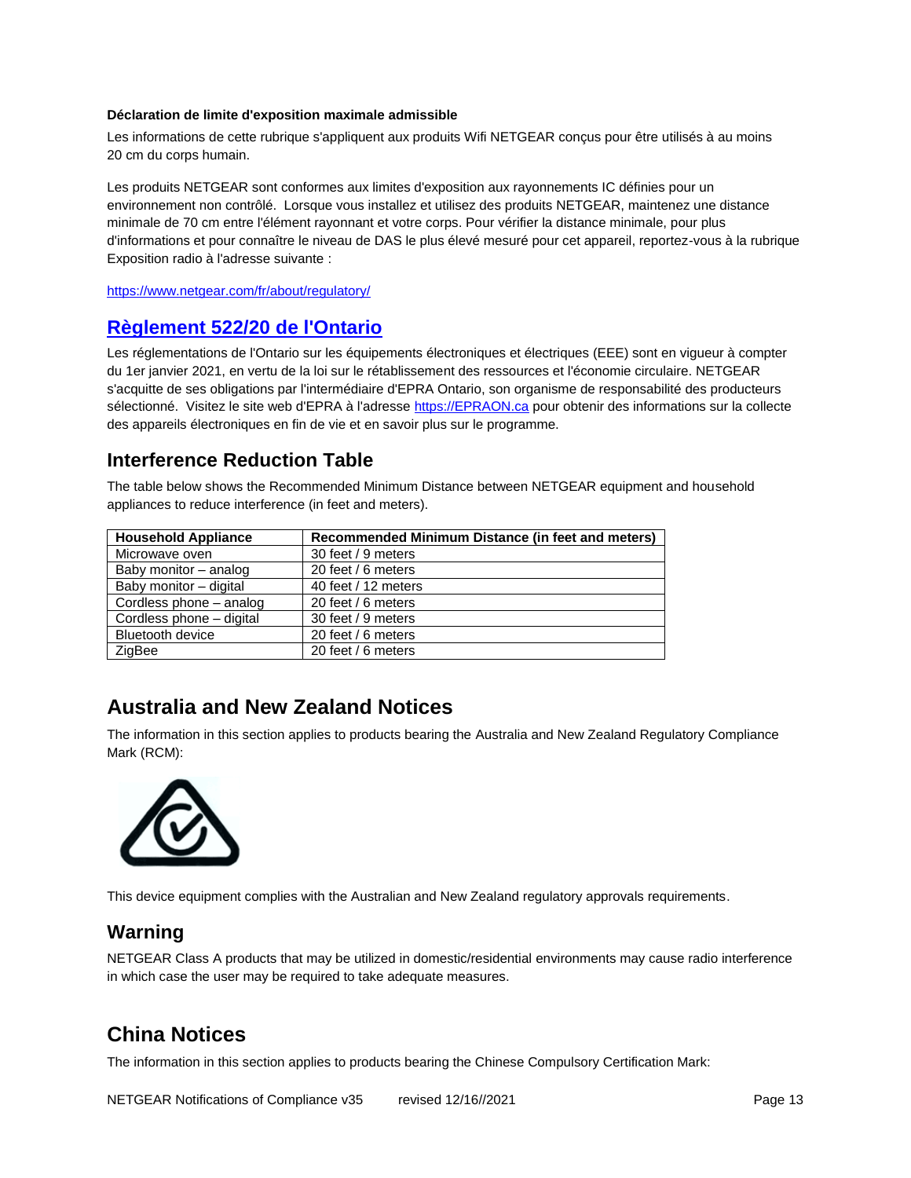**Déclaration de limite d'exposition maximale admissible**

Les informations de cette rubrique s'appliquent aux produits Wifi NETGEAR conçus pour être utilisés à au moins 20 cm du corps humain.

Les produits NETGEAR sont conformes aux limites d'exposition aux rayonnements IC définies pour un environnement non contrôlé. Lorsque vous installez et utilisez des produits NETGEAR, maintenez une distance minimale de 70 cm entre l'élément rayonnant et votre corps. Pour vérifier la distance minimale, pour plus d'informations et pour connaître le niveau de DAS le plus élevé mesuré pour cet appareil, reportez-vous à la rubrique Exposition radio à l'adresse suivante :

https://www.netgear.com/fr/about/regulatory/

## Règlement 522/20 de l'Ontario

Les réglementations de l'Ontario sur les équipements électroniques et électriques (EEE) sont en vigueur à compter du 1er janvier 2021, en vertu de la loi sur le rétablissement des ressources et l'économie circulaire. NETGEAR s'acquitte de ses obligations par l'intermédiaire d'EPRA Ontario, son organisme de responsabilité des producteurs sélectionné. Visitez le site web d'EPRA à l'adresse https://EPRAON.ca pour obtenir des informations sur la collecte des appareils électroniques en fin de vie et en savoir plus sur le programme.

### Interference Reduction Table

The table below shows the Recommended Minimum Distance between NETGEAR equipment and household appliances to reduce interference (in feet and meters).

| Household Appliance | Recommended Minimum Distance (in feet and meters) |
|---|---|
| Microwave oven | 30 feet / 9 meters |
| Baby monitor – analog | 20 feet / 6 meters |
| Baby monitor – digital | 40 feet / 12 meters |
| Cordless phone – analog | 20 feet / 6 meters |
| Cordless phone – digital | 30 feet / 9 meters |
| Bluetooth device | 20 feet / 6 meters |
| ZigBee | 20 feet / 6 meters |

## Australia and New Zealand Notices

The information in this section applies to products bearing the Australia and New Zealand Regulatory Compliance Mark (RCM):

This device equipment complies with the Australian and New Zealand regulatory approvals requirements.

### Warning

NETGEAR Class A products that may be utilized in domestic/residential environments may cause radio interference in which case the user may be required to take adequate measures.

## China Notices

The information in this section applies to products bearing the Chinese Compulsory Certification Mark: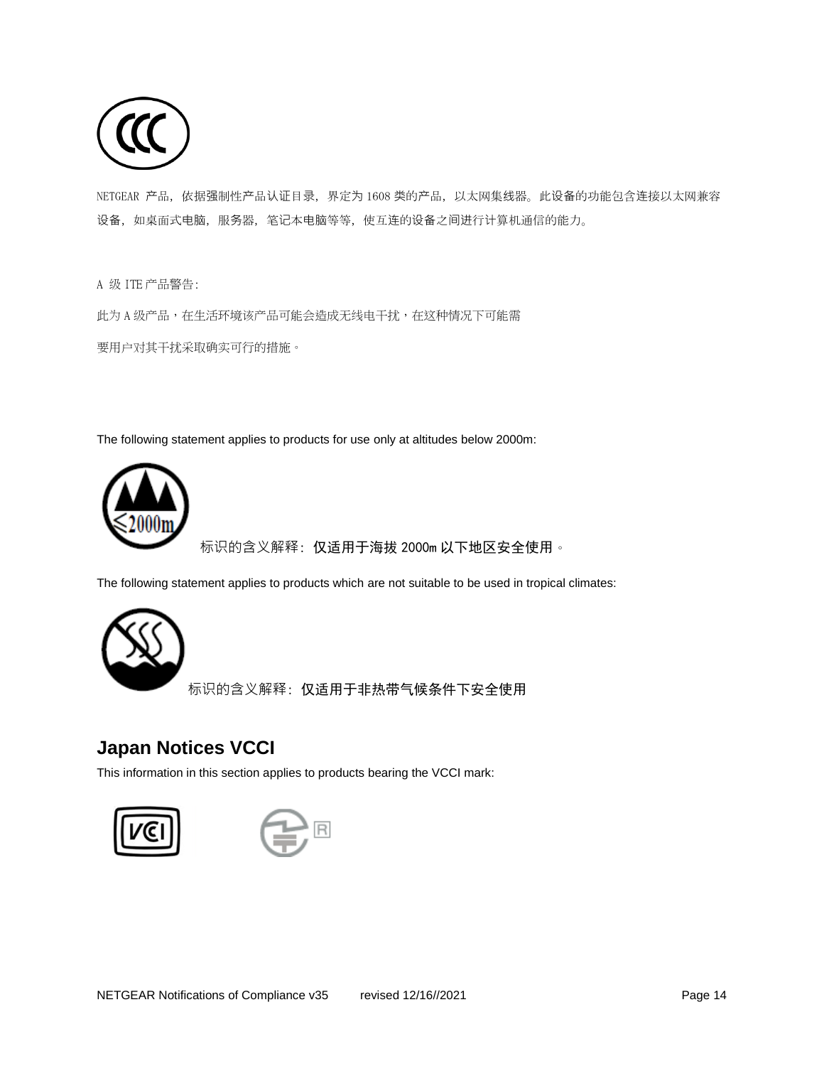NETGEAR 产品，依据强制性产品认证目录，界定为 1608 类的产品，以太网集线器。此设备的功能包含连接以太网兼容设备，如桌面式电脑，服务器，笔记本电脑等等，使互连的设备之间进行计算机通信的能力。

A 级 ITE 产品警告:

此为 A 级产品，在生活环境该产品可能会造成无线电干扰，在这种情况下可能需

要用户对其干扰采取确实可行的措施。

The following statement applies to products for use only at altitudes below 2000m:

标识的含义解释: 仅适用于海拔 2000m 以下地区安全使用。

The following statement applies to products which are not suitable to be used in tropical climates:

标识的含义解释: 仅适用于非热带气候条件下安全使用

## Japan Notices VCCI

This information in this section applies to products bearing the VCCI mark: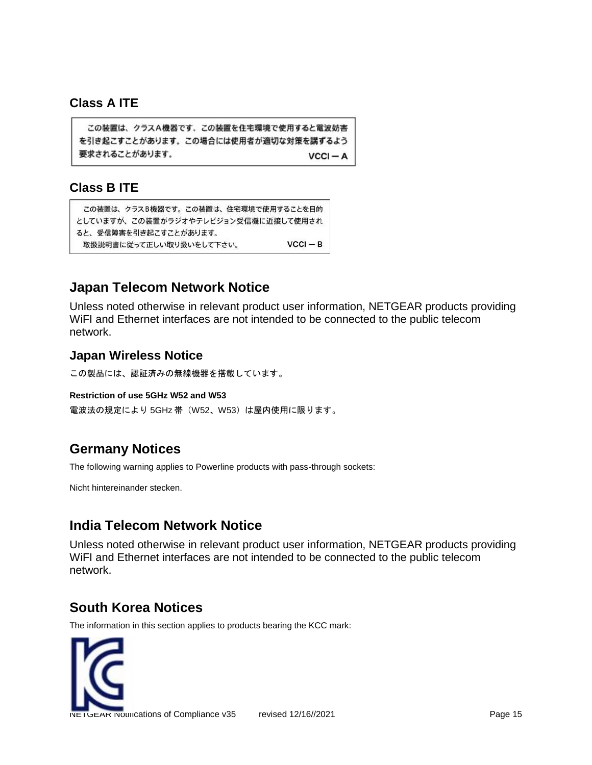### Class A ITE

この装置は、クラスA機器です。この装置を住宅環境で使用すると電波妨害を引き起こすことがあります。この場合には使用者が適切な対策を講ずるよう要求されることがあります。　　VCCI－A

### Class B ITE

この装置は、クラスB機器です。この装置は、住宅環境で使用することを目的としていますが、この装置がラジオやテレビジョン受信機に近接して使用されると、受信障害を引き起こすことがあります。
取扱説明書に従って正しい取り扱いをして下さい。　　VCCI－B

## Japan Telecom Network Notice

Unless noted otherwise in relevant product user information, NETGEAR products providing WiFI and Ethernet interfaces are not intended to be connected to the public telecom network.

### Japan Wireless Notice

この製品には、認証済みの無線機器を搭載しています。

**Restriction of use 5GHz W52 and W53**

電波法の規定により 5GHz 帯（W52、W53）は屋内使用に限ります。

## Germany Notices

The following warning applies to Powerline products with pass-through sockets:

Nicht hintereinander stecken.

## India Telecom Network Notice

Unless noted otherwise in relevant product user information, NETGEAR products providing WiFI and Ethernet interfaces are not intended to be connected to the public telecom network.

## South Korea Notices

The information in this section applies to products bearing the KCC mark: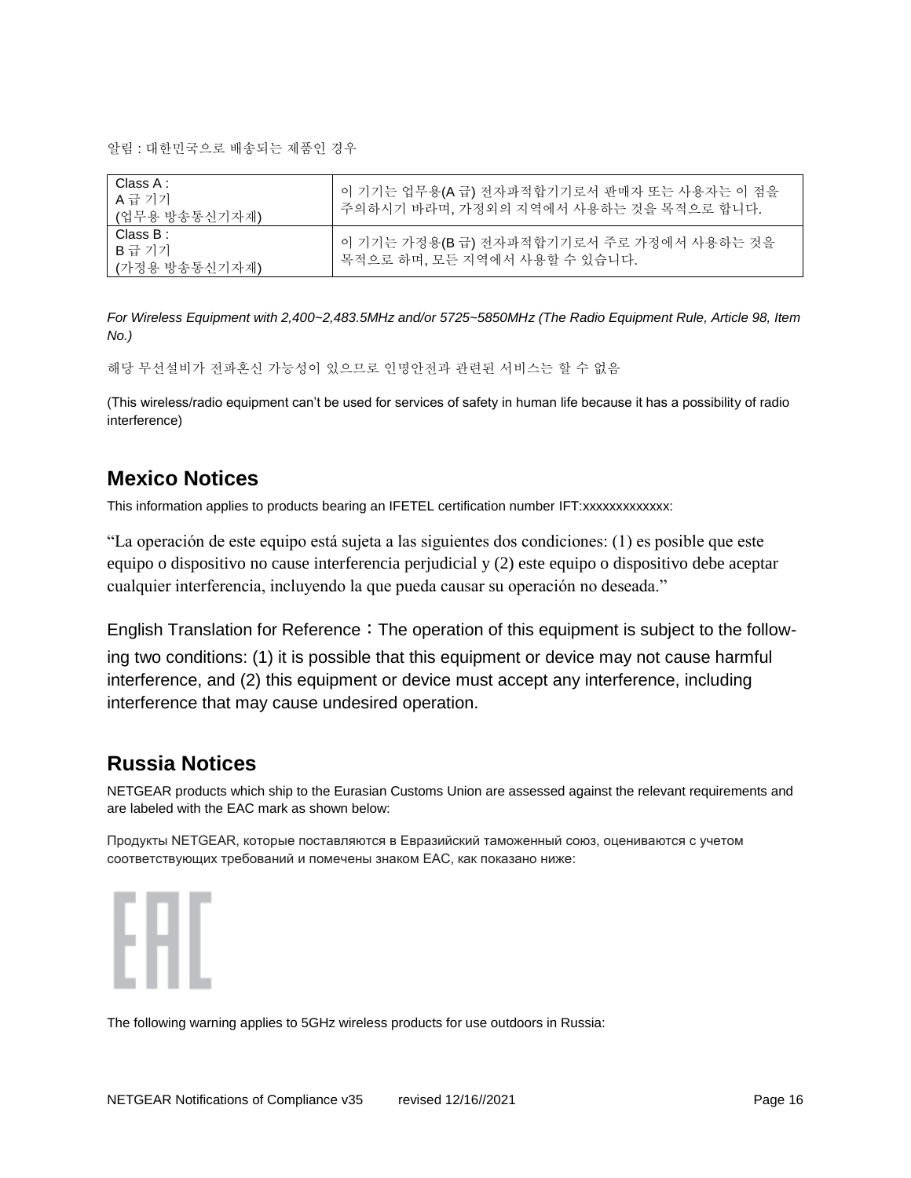알림 : 대한민국으로 배송되는 제품인 경우

| | |
|---|---|
| Class A :<br>A 급 기기<br>(업무용 방송통신기자재) | 이 기기는 업무용(A 급) 전자파적합기기로서 판매자 또는 사용자는 이 점을 주의하시기 바라며, 가정외의 지역에서 사용하는 것을 목적으로 합니다. |
| Class B :<br>B 급 기기<br>(가정용 방송통신기자재) | 이 기기는 가정용(B 급) 전자파적합기기로서 주로 가정에서 사용하는 것을 목적으로 하며, 모든 지역에서 사용할 수 있습니다. |

*For Wireless Equipment with 2,400~2,483.5MHz and/or 5725~5850MHz (The Radio Equipment Rule, Article 98, Item No.)*

해당 무선설비가 전파혼신 가능성이 있으므로 인명안전과 관련된 서비스는 할 수 없음

(This wireless/radio equipment can't be used for services of safety in human life because it has a possibility of radio interference)

## Mexico Notices

This information applies to products bearing an IFETEL certification number IFT:xxxxxxxxxxxxx:

"La operación de este equipo está sujeta a las siguientes dos condiciones: (1) es posible que este equipo o dispositivo no cause interferencia perjudicial y (2) este equipo o dispositivo debe aceptar cualquier interferencia, incluyendo la que pueda causar su operación no deseada."

English Translation for Reference：The operation of this equipment is subject to the following two conditions: (1) it is possible that this equipment or device may not cause harmful interference, and (2) this equipment or device must accept any interference, including interference that may cause undesired operation.

## Russia Notices

NETGEAR products which ship to the Eurasian Customs Union are assessed against the relevant requirements and are labeled with the EAC mark as shown below:

Продукты NETGEAR, которые поставляются в Евразийский таможенный союз, оцениваются с учетом соответствующих требований и помечены знаком EAC, как показано ниже:

EAC

The following warning applies to 5GHz wireless products for use outdoors in Russia: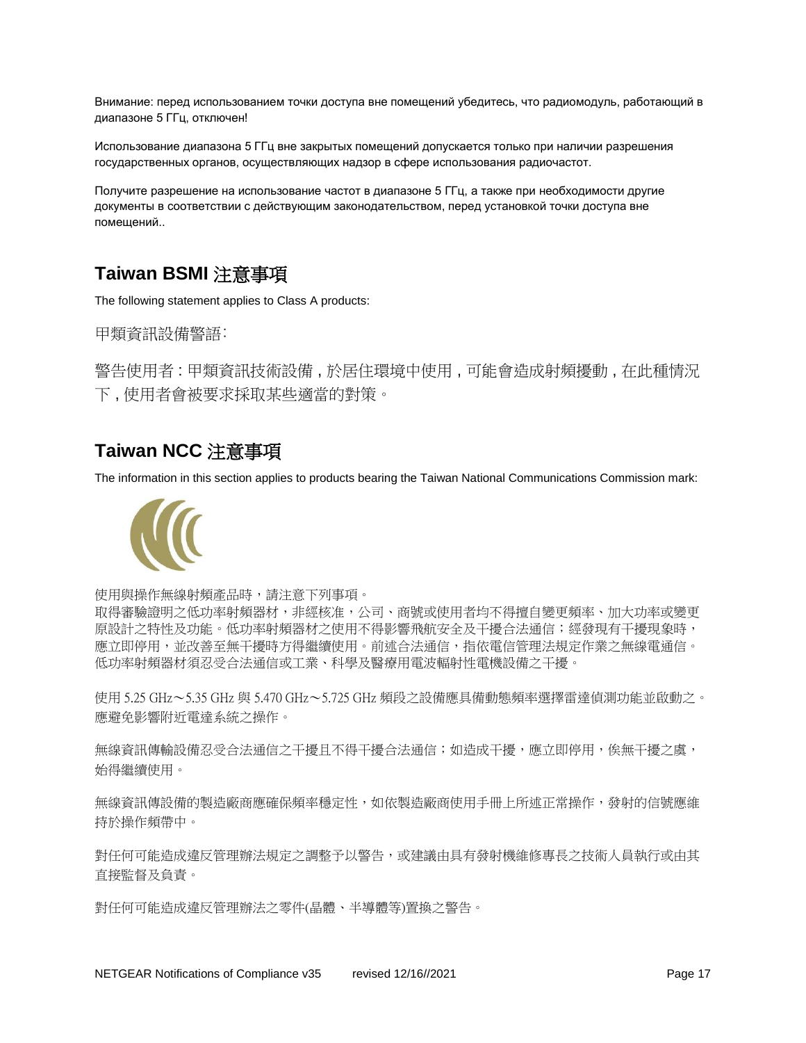Внимание: перед использованием точки доступа вне помещений убедитесь, что радиомодуль, работающий в диапазоне 5 ГГц, отключен!

Использование диапазона 5 ГГц вне закрытых помещений допускается только при наличии разрешения государственных органов, осуществляющих надзор в сфере использования радиочастот.

Получите разрешение на использование частот в диапазоне 5 ГГц, а также при необходимости другие документы в соответствии с действующим законодательством, перед установкой точки доступа вне помещений..

## Taiwan BSMI 注意事項

The following statement applies to Class A products:

甲類資訊設備警語:

警告使用者:甲類資訊技術設備,於居住環境中使用,可能會造成射頻擾動,在此種情況下,使用者會被要求採取某些適當的對策。

## Taiwan NCC 注意事項

The information in this section applies to products bearing the Taiwan National Communications Commission mark:

使用與操作無線射頻產品時，請注意下列事項。
取得審驗證明之低功率射頻器材，非經核准，公司、商號或使用者均不得擅自變更頻率、加大功率或變更原設計之特性及功能。低功率射頻器材之使用不得影響飛航安全及干擾合法通信；經發現有干擾現象時，應立即停用，並改善至無干擾時方得繼續使用。前述合法通信，指依電信管理法規定作業之無線電通信。低功率射頻器材須忍受合法通信或工業、科學及醫療用電波輻射性電機設備之干擾。

使用 5.25 GHz～5.35 GHz 與 5.470 GHz～5.725 GHz 頻段之設備應具備動態頻率選擇雷達偵測功能並啟動之。應避免影響附近雷達系統之操作。

無線資訊傳輸設備忍受合法通信之干擾且不得干擾合法通信；如造成干擾，應立即停用，俟無干擾之虞，始得繼續使用。

無線資訊傳設備的製造廠商應確保頻率穩定性，如依製造廠商使用手冊上所述正常操作，發射的信號應維持於操作頻帶中。

對任何可能造成違反管理辦法規定之調整予以警告，或建議由具有發射機維修專長之技術人員執行或由其直接監督及負責。

對任何可能造成違反管理辦法之零件(晶體、半導體等)置換之警告。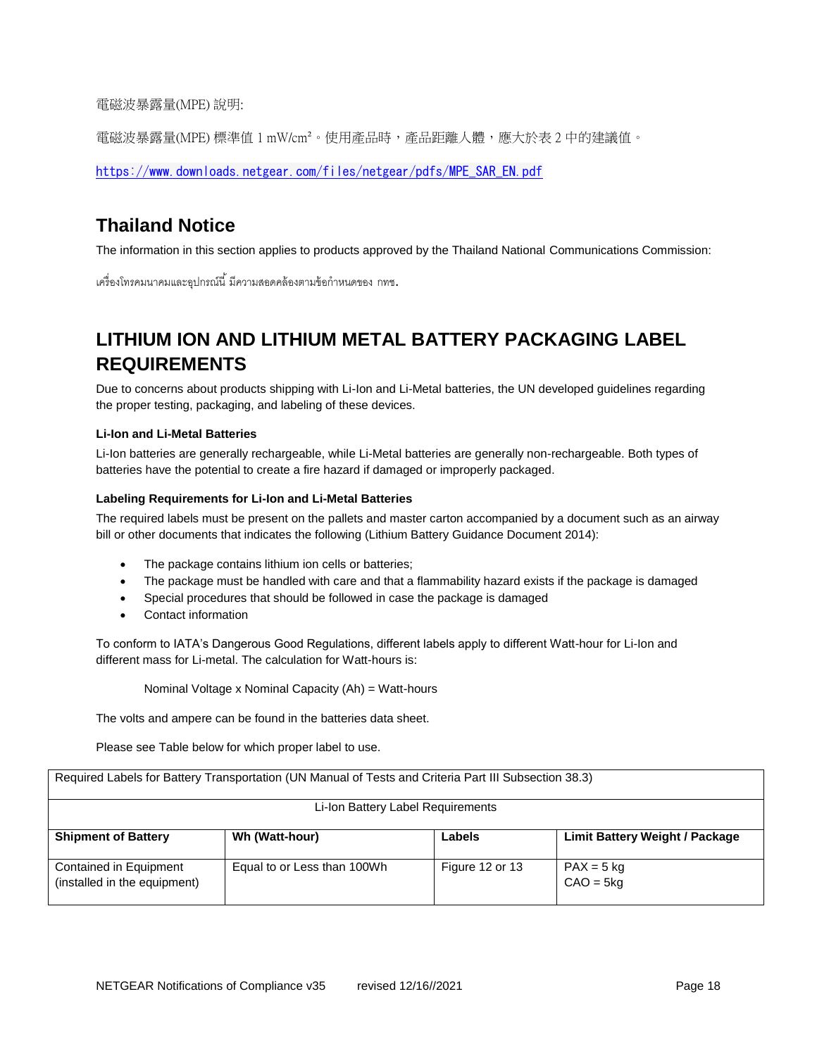電磁波暴露量(MPE) 說明:

電磁波暴露量(MPE) 標準值 1 mW/cm²。使用產品時，產品距離人體，應大於表 2 中的建議值。

https://www.downloads.netgear.com/files/netgear/pdfs/MPE_SAR_EN.pdf

## Thailand Notice

The information in this section applies to products approved by the Thailand National Communications Commission:

เครื่องโทรคมนาคมและอุปกรณ์นี้ มีความสอดคล้องตามข้อกำหนดของ กทช.

## LITHIUM ION AND LITHIUM METAL BATTERY PACKAGING LABEL REQUIREMENTS

Due to concerns about products shipping with Li-Ion and Li-Metal batteries, the UN developed guidelines regarding the proper testing, packaging, and labeling of these devices.

#### Li-Ion and Li-Metal Batteries

Li-Ion batteries are generally rechargeable, while Li-Metal batteries are generally non-rechargeable. Both types of batteries have the potential to create a fire hazard if damaged or improperly packaged.

#### Labeling Requirements for Li-Ion and Li-Metal Batteries

The required labels must be present on the pallets and master carton accompanied by a document such as an airway bill or other documents that indicates the following (Lithium Battery Guidance Document 2014):

- The package contains lithium ion cells or batteries;
- The package must be handled with care and that a flammability hazard exists if the package is damaged
- Special procedures that should be followed in case the package is damaged
- Contact information

To conform to IATA's Dangerous Good Regulations, different labels apply to different Watt-hour for Li-Ion and different mass for Li-metal. The calculation for Watt-hours is:

Nominal Voltage x Nominal Capacity (Ah) = Watt-hours

The volts and ampere can be found in the batteries data sheet.

Please see Table below for which proper label to use.

| Required Labels for Battery Transportation (UN Manual of Tests and Criteria Part III Subsection 38.3) | | | |
|---|---|---|---|
| Li-Ion Battery Label Requirements | | | |
| **Shipment of Battery** | **Wh (Watt-hour)** | **Labels** | **Limit Battery Weight / Package** |
| Contained in Equipment (installed in the equipment) | Equal to or Less than 100Wh | Figure 12 or 13 | PAX = 5 kg<br>CAO = 5kg |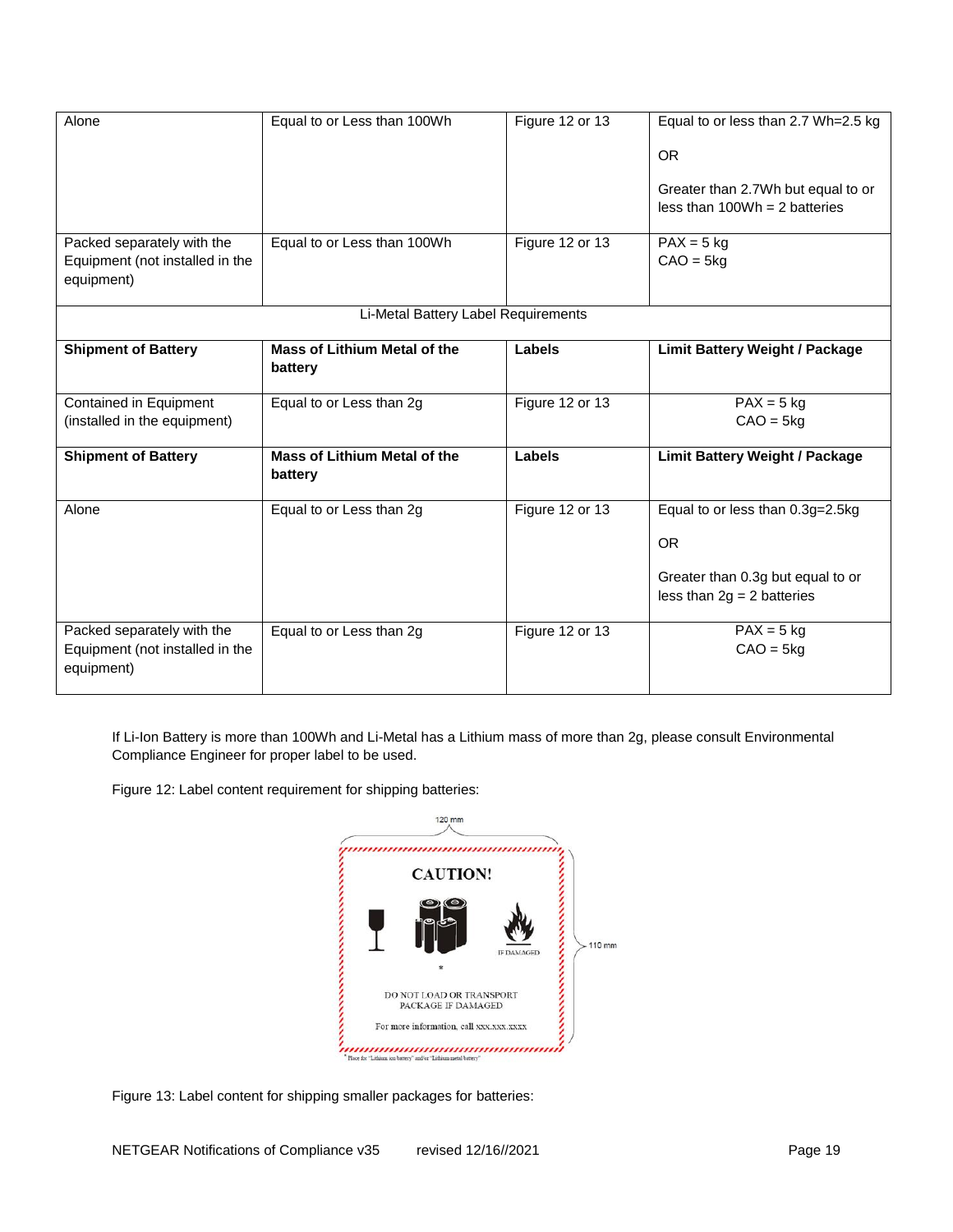| | | | |
|---|---|---|---|
| Alone | Equal to or Less than 100Wh | Figure 12 or 13 | Equal to or less than 2.7 Wh=2.5 kg<br><br>OR<br><br>Greater than 2.7Wh but equal to or less than 100Wh = 2 batteries |
| Packed separately with the Equipment (not installed in the equipment) | Equal to or Less than 100Wh | Figure 12 or 13 | PAX = 5 kg<br>CAO = 5kg |
| Li-Metal Battery Label Requirements | | | |
| **Shipment of Battery** | **Mass of Lithium Metal of the battery** | **Labels** | **Limit Battery Weight / Package** |
| Contained in Equipment (installed in the equipment) | Equal to or Less than 2g | Figure 12 or 13 | PAX = 5 kg<br>CAO = 5kg |
| **Shipment of Battery** | **Mass of Lithium Metal of the battery** | **Labels** | **Limit Battery Weight / Package** |
| Alone | Equal to or Less than 2g | Figure 12 or 13 | Equal to or less than 0.3g=2.5kg<br><br>OR<br><br>Greater than 0.3g but equal to or less than 2g = 2 batteries |
| Packed separately with the Equipment (not installed in the equipment) | Equal to or Less than 2g | Figure 12 or 13 | PAX = 5 kg<br>CAO = 5kg |

If Li-Ion Battery is more than 100Wh and Li-Metal has a Lithium mass of more than 2g, please consult Environmental Compliance Engineer for proper label to be used.

Figure 12: Label content requirement for shipping batteries:

120 mm

110 mm

**CAUTION!**

*

IF DAMAGED

DO NOT LOAD OR TRANSPORT
PACKAGE IF DAMAGED

For more information, call xxx.xxx.xxxx

* Place for "Lithium ion battery" and/or "Lithium metal battery"

Figure 13: Label content for shipping smaller packages for batteries: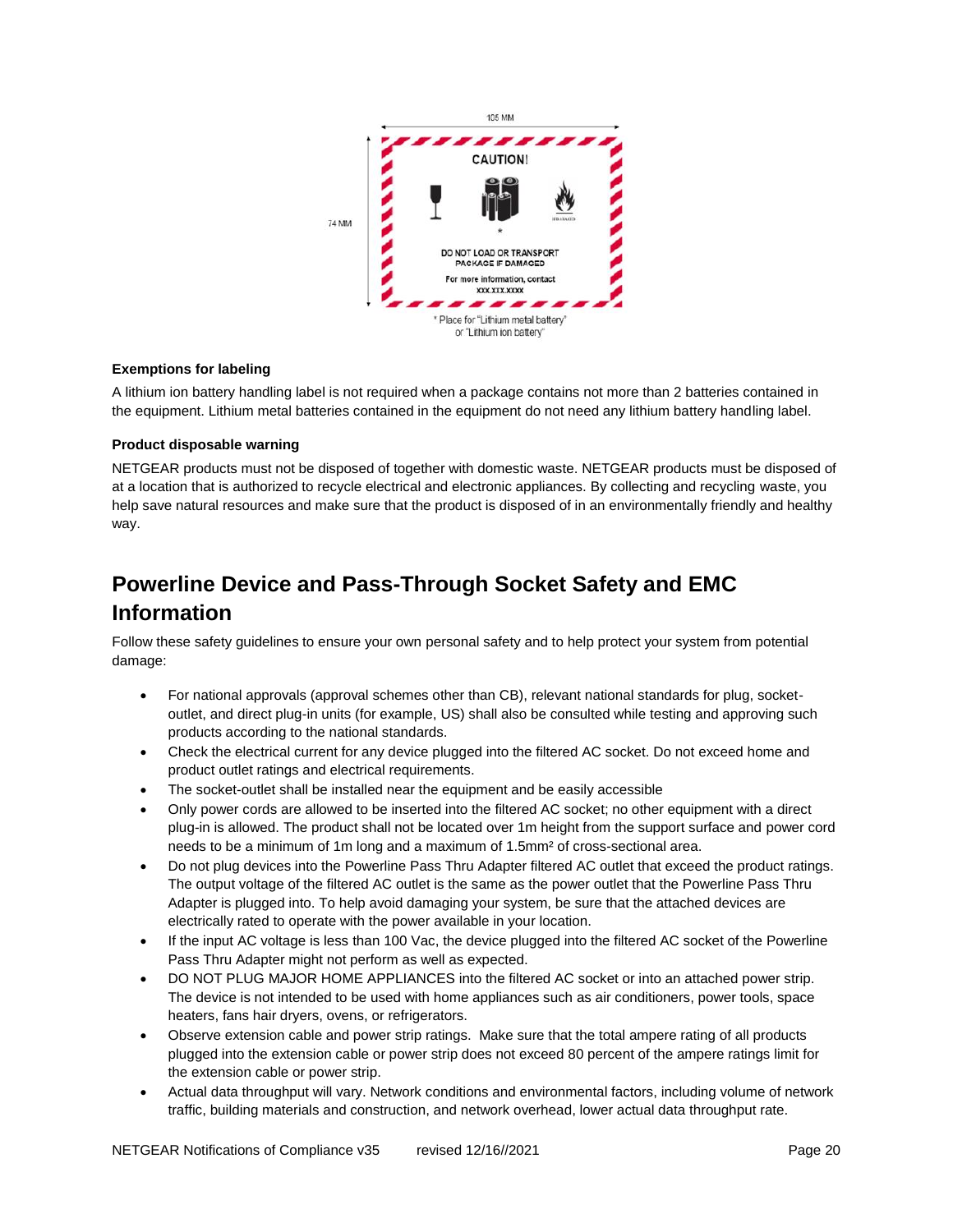105 MM

74 MM

CAUTION!

DO NOT LOAD OR TRANSPORT PACKAGE IF DAMAGED

For more information, contact xxx.xxx.xxxx

* Place for "Lithium metal battery" or "Lithium ion battery"

#### Exemptions for labeling

A lithium ion battery handling label is not required when a package contains not more than 2 batteries contained in the equipment. Lithium metal batteries contained in the equipment do not need any lithium battery handling label.

#### Product disposable warning

NETGEAR products must not be disposed of together with domestic waste. NETGEAR products must be disposed of at a location that is authorized to recycle electrical and electronic appliances. By collecting and recycling waste, you help save natural resources and make sure that the product is disposed of in an environmentally friendly and healthy way.

## Powerline Device and Pass-Through Socket Safety and EMC Information

Follow these safety guidelines to ensure your own personal safety and to help protect your system from potential damage:

- For national approvals (approval schemes other than CB), relevant national standards for plug, socket-outlet, and direct plug-in units (for example, US) shall also be consulted while testing and approving such products according to the national standards.
- Check the electrical current for any device plugged into the filtered AC socket. Do not exceed home and product outlet ratings and electrical requirements.
- The socket-outlet shall be installed near the equipment and be easily accessible
- Only power cords are allowed to be inserted into the filtered AC socket; no other equipment with a direct plug-in is allowed. The product shall not be located over 1m height from the support surface and power cord needs to be a minimum of 1m long and a maximum of 1.5mm² of cross-sectional area.
- Do not plug devices into the Powerline Pass Thru Adapter filtered AC outlet that exceed the product ratings. The output voltage of the filtered AC outlet is the same as the power outlet that the Powerline Pass Thru Adapter is plugged into. To help avoid damaging your system, be sure that the attached devices are electrically rated to operate with the power available in your location.
- If the input AC voltage is less than 100 Vac, the device plugged into the filtered AC socket of the Powerline Pass Thru Adapter might not perform as well as expected.
- DO NOT PLUG MAJOR HOME APPLIANCES into the filtered AC socket or into an attached power strip. The device is not intended to be used with home appliances such as air conditioners, power tools, space heaters, fans hair dryers, ovens, or refrigerators.
- Observe extension cable and power strip ratings. Make sure that the total ampere rating of all products plugged into the extension cable or power strip does not exceed 80 percent of the ampere ratings limit for the extension cable or power strip.
- Actual data throughput will vary. Network conditions and environmental factors, including volume of network traffic, building materials and construction, and network overhead, lower actual data throughput rate.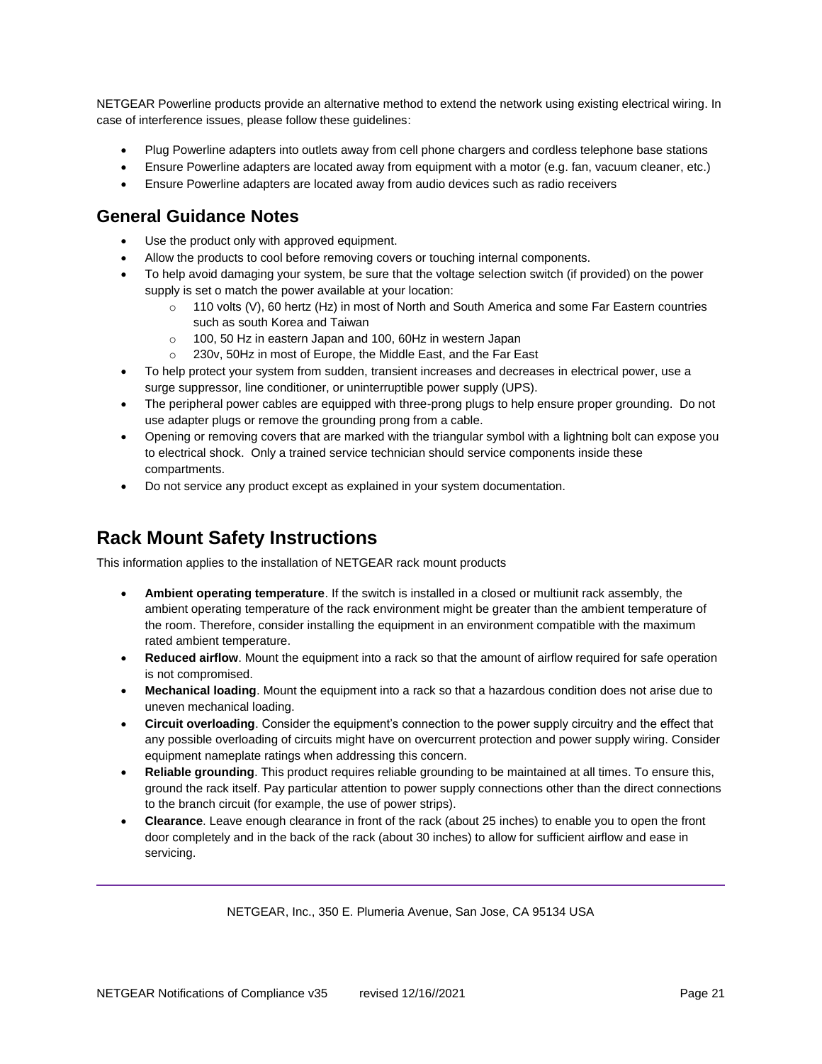NETGEAR Powerline products provide an alternative method to extend the network using existing electrical wiring. In case of interference issues, please follow these guidelines:

- Plug Powerline adapters into outlets away from cell phone chargers and cordless telephone base stations
- Ensure Powerline adapters are located away from equipment with a motor (e.g. fan, vacuum cleaner, etc.)
- Ensure Powerline adapters are located away from audio devices such as radio receivers

## General Guidance Notes

- Use the product only with approved equipment.
- Allow the products to cool before removing covers or touching internal components.
- To help avoid damaging your system, be sure that the voltage selection switch (if provided) on the power supply is set o match the power available at your location:
  - 110 volts (V), 60 hertz (Hz) in most of North and South America and some Far Eastern countries such as south Korea and Taiwan
  - 100, 50 Hz in eastern Japan and 100, 60Hz in western Japan
  - 230v, 50Hz in most of Europe, the Middle East, and the Far East
- To help protect your system from sudden, transient increases and decreases in electrical power, use a surge suppressor, line conditioner, or uninterruptible power supply (UPS).
- The peripheral power cables are equipped with three-prong plugs to help ensure proper grounding. Do not use adapter plugs or remove the grounding prong from a cable.
- Opening or removing covers that are marked with the triangular symbol with a lightning bolt can expose you to electrical shock. Only a trained service technician should service components inside these compartments.
- Do not service any product except as explained in your system documentation.

# Rack Mount Safety Instructions

This information applies to the installation of NETGEAR rack mount products

- **Ambient operating temperature**. If the switch is installed in a closed or multiunit rack assembly, the ambient operating temperature of the rack environment might be greater than the ambient temperature of the room. Therefore, consider installing the equipment in an environment compatible with the maximum rated ambient temperature.
- **Reduced airflow**. Mount the equipment into a rack so that the amount of airflow required for safe operation is not compromised.
- **Mechanical loading**. Mount the equipment into a rack so that a hazardous condition does not arise due to uneven mechanical loading.
- **Circuit overloading**. Consider the equipment's connection to the power supply circuitry and the effect that any possible overloading of circuits might have on overcurrent protection and power supply wiring. Consider equipment nameplate ratings when addressing this concern.
- **Reliable grounding**. This product requires reliable grounding to be maintained at all times. To ensure this, ground the rack itself. Pay particular attention to power supply connections other than the direct connections to the branch circuit (for example, the use of power strips).
- **Clearance**. Leave enough clearance in front of the rack (about 25 inches) to enable you to open the front door completely and in the back of the rack (about 30 inches) to allow for sufficient airflow and ease in servicing.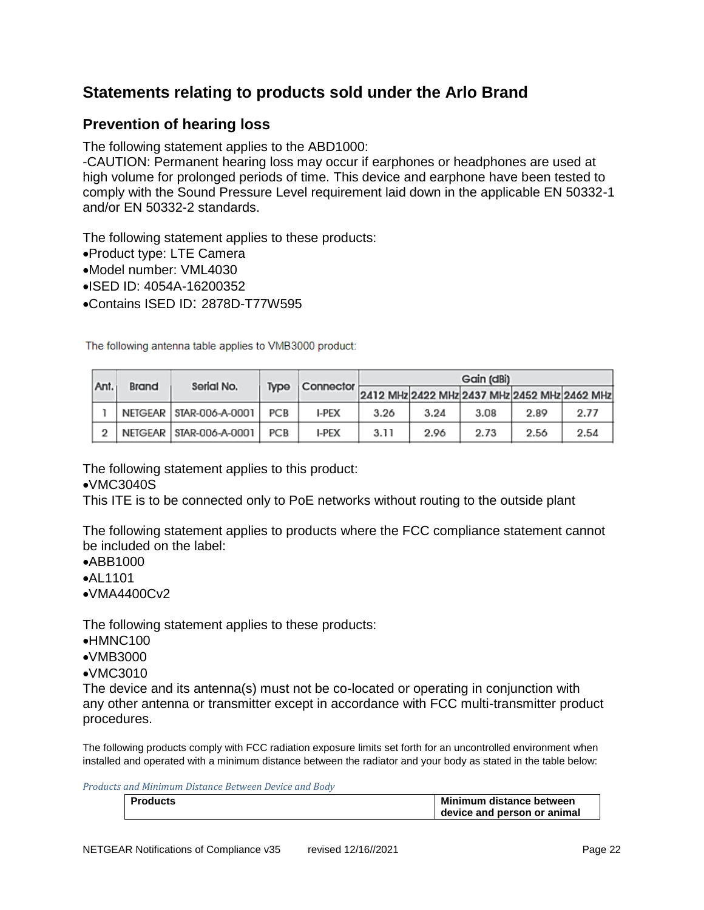## Statements relating to products sold under the Arlo Brand

### Prevention of hearing loss

The following statement applies to the ABD1000:
-CAUTION: Permanent hearing loss may occur if earphones or headphones are used at high volume for prolonged periods of time. This device and earphone have been tested to comply with the Sound Pressure Level requirement laid down in the applicable EN 50332-1 and/or EN 50332-2 standards.

The following statement applies to these products:

- Product type: LTE Camera
- Model number: VML4030
- ISED ID: 4054A-16200352
- Contains ISED ID: 2878D-T77W595

The following antenna table applies to VMB3000 product:

| Ant. | Brand | Serial No. | Type | Connector | Gain (dBi) | | | | |
|---|---|---|---|---|---|---|---|---|---|
| | | | | | 2412 MHz | 2422 MHz | 2437 MHz | 2452 MHz | 2462 MHz |
| 1 | NETGEAR | STAR-006-A-0001 | PCB | I-PEX | 3.26 | 3.24 | 3.08 | 2.89 | 2.77 |
| 2 | NETGEAR | STAR-006-A-0001 | PCB | I-PEX | 3.11 | 2.96 | 2.73 | 2.56 | 2.54 |

The following statement applies to this product:

- VMC3040S

This ITE is to be connected only to PoE networks without routing to the outside plant

The following statement applies to products where the FCC compliance statement cannot be included on the label:

- ABB1000
- AL1101
- VMA4400Cv2

The following statement applies to these products:

- HMNC100
- VMB3000
- VMC3010

The device and its antenna(s) must not be co-located or operating in conjunction with any other antenna or transmitter except in accordance with FCC multi-transmitter product procedures.

The following products comply with FCC radiation exposure limits set forth for an uncontrolled environment when installed and operated with a minimum distance between the radiator and your body as stated in the table below:

*Products and Minimum Distance Between Device and Body*

| Products | Minimum distance between device and person or animal |
|---|---|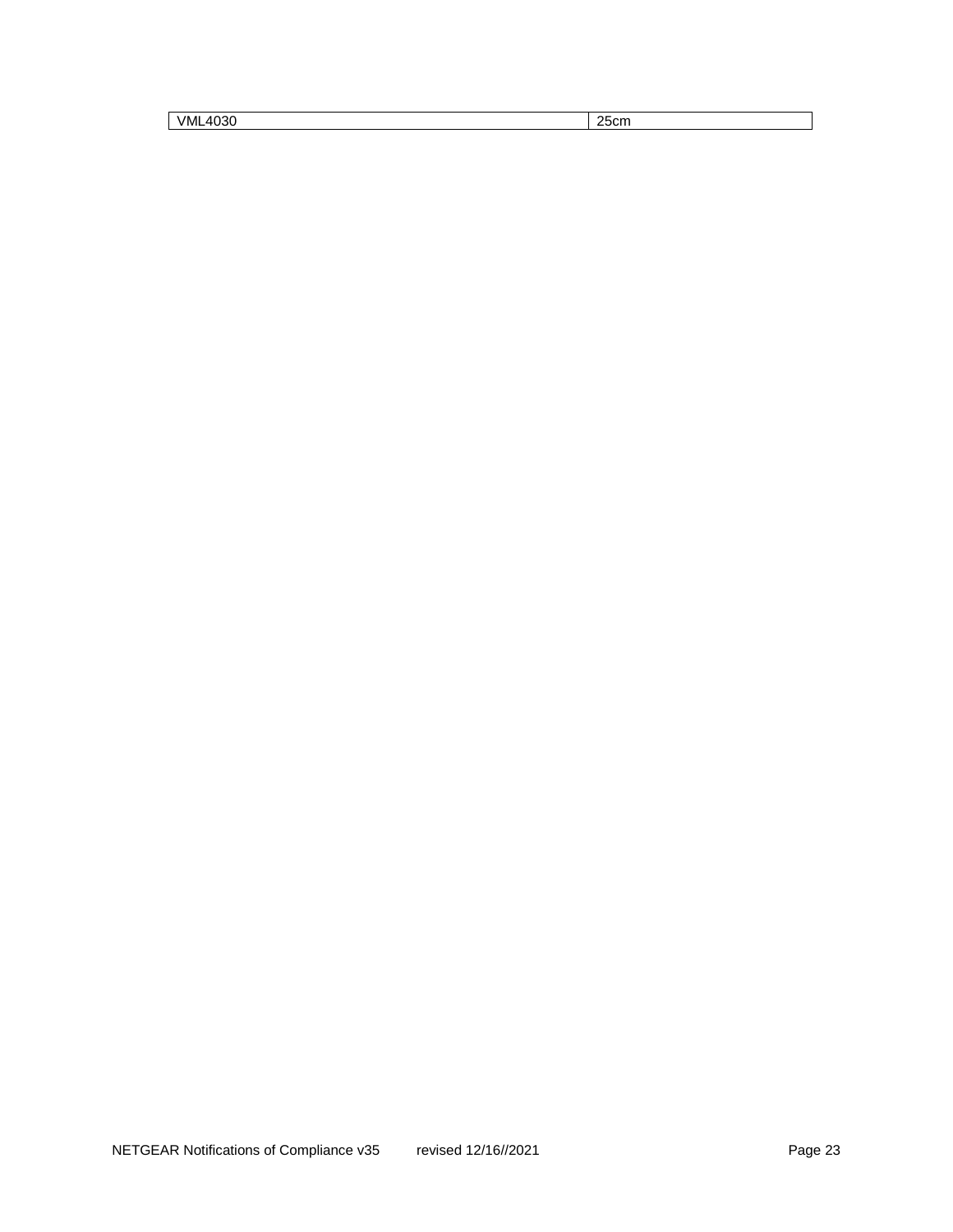| | |
|---|---|
| VML4030 | 25cm |